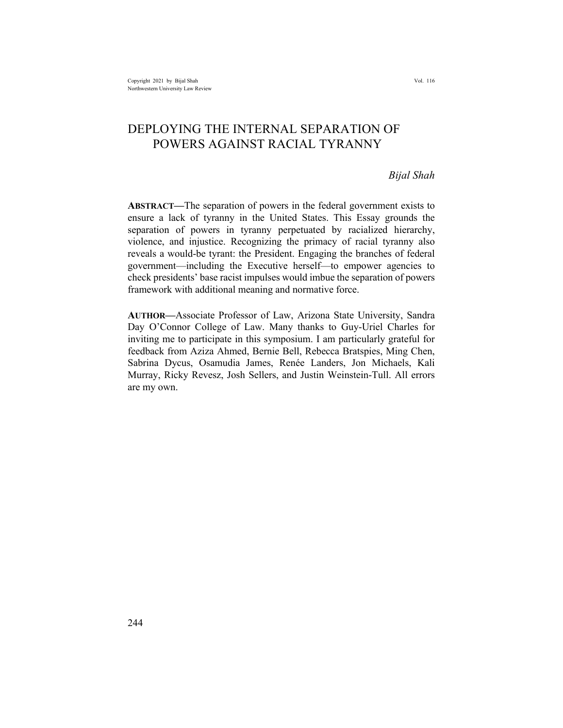# DEPLOYING THE INTERNAL SEPARATION OF POWERS AGAINST RACIAL TYRANNY

*Bijal Shah*

**ABSTRACT—**The separation of powers in the federal government exists to ensure a lack of tyranny in the United States. This Essay grounds the separation of powers in tyranny perpetuated by racialized hierarchy, violence, and injustice. Recognizing the primacy of racial tyranny also reveals a would-be tyrant: the President. Engaging the branches of federal government—including the Executive herself—to empower agencies to check presidents' base racist impulses would imbue the separation of powers framework with additional meaning and normative force.

**AUTHOR—**Associate Professor of Law, Arizona State University, Sandra Day O'Connor College of Law. Many thanks to Guy-Uriel Charles for inviting me to participate in this symposium. I am particularly grateful for feedback from Aziza Ahmed, Bernie Bell, Rebecca Bratspies, Ming Chen, Sabrina Dycus, Osamudia James, Renée Landers, Jon Michaels, Kali Murray, Ricky Revesz, Josh Sellers, and Justin Weinstein-Tull. All errors are my own.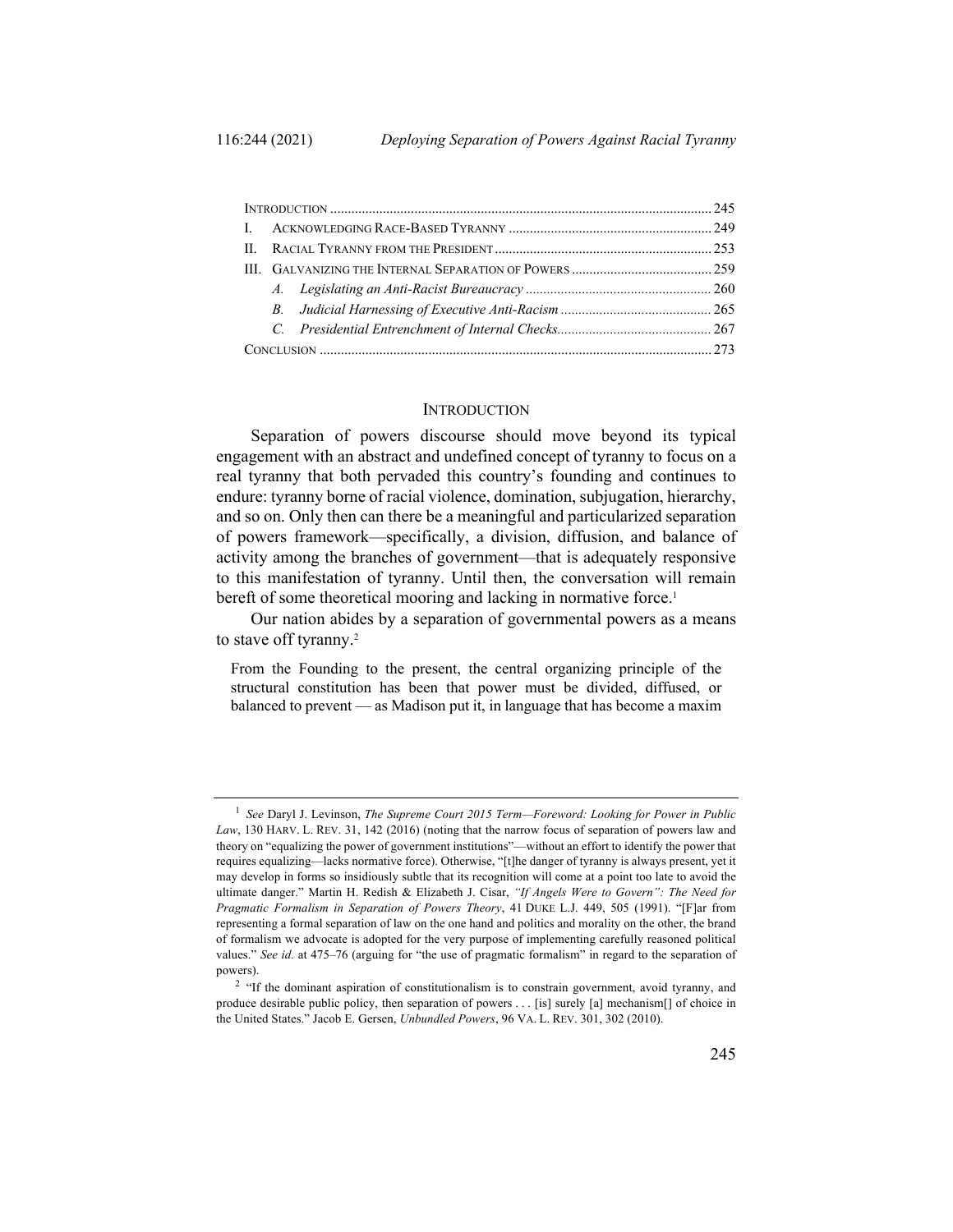| | | |
|---|---|---|
| INTRODUCTION | | 245 |
| I. | ACKNOWLEDGING RACE-BASED TYRANNY | 249 |
| II. | RACIAL TYRANNY FROM THE PRESIDENT | 253 |
| III. | GALVANIZING THE INTERNAL SEPARATION OF POWERS | 259 |
| | *A. Legislating an Anti-Racist Bureaucracy* | 260 |
| | *B. Judicial Harnessing of Executive Anti-Racism* | 265 |
| | *C. Presidential Entrenchment of Internal Checks* | 267 |
| CONCLUSION | | 273 |

## INTRODUCTION

Separation of powers discourse should move beyond its typical engagement with an abstract and undefined concept of tyranny to focus on a real tyranny that both pervaded this country's founding and continues to endure: tyranny borne of racial violence, domination, subjugation, hierarchy, and so on. Only then can there be a meaningful and particularized separation of powers framework—specifically, a division, diffusion, and balance of activity among the branches of government—that is adequately responsive to this manifestation of tyranny. Until then, the conversation will remain bereft of some theoretical mooring and lacking in normative force.[1]

Our nation abides by a separation of governmental powers as a means to stave off tyranny.[2]

> From the Founding to the present, the central organizing principle of the structural constitution has been that power must be divided, diffused, or balanced to prevent — as Madison put it, in language that has become a maxim

---

[1] *See* Daryl J. Levinson, *The Supreme Court 2015 Term—Foreword: Looking for Power in Public Law*, 130 HARV. L. REV. 31, 142 (2016) (noting that the narrow focus of separation of powers law and theory on "equalizing the power of government institutions"—without an effort to identify the power that requires equalizing—lacks normative force). Otherwise, "[t]he danger of tyranny is always present, yet it may develop in forms so insidiously subtle that its recognition will come at a point too late to avoid the ultimate danger." Martin H. Redish & Elizabeth J. Cisar, *"If Angels Were to Govern": The Need for Pragmatic Formalism in Separation of Powers Theory*, 41 DUKE L.J. 449, 505 (1991). "[F]ar from representing a formal separation of law on the one hand and politics and morality on the other, the brand of formalism we advocate is adopted for the very purpose of implementing carefully reasoned political values." *See id.* at 475–76 (arguing for "the use of pragmatic formalism" in regard to the separation of powers).

[2] "If the dominant aspiration of constitutionalism is to constrain government, avoid tyranny, and produce desirable public policy, then separation of powers . . . [is] surely [a] mechanism[] of choice in the United States." Jacob E. Gersen, *Unbundled Powers*, 96 VA. L. REV. 301, 302 (2010).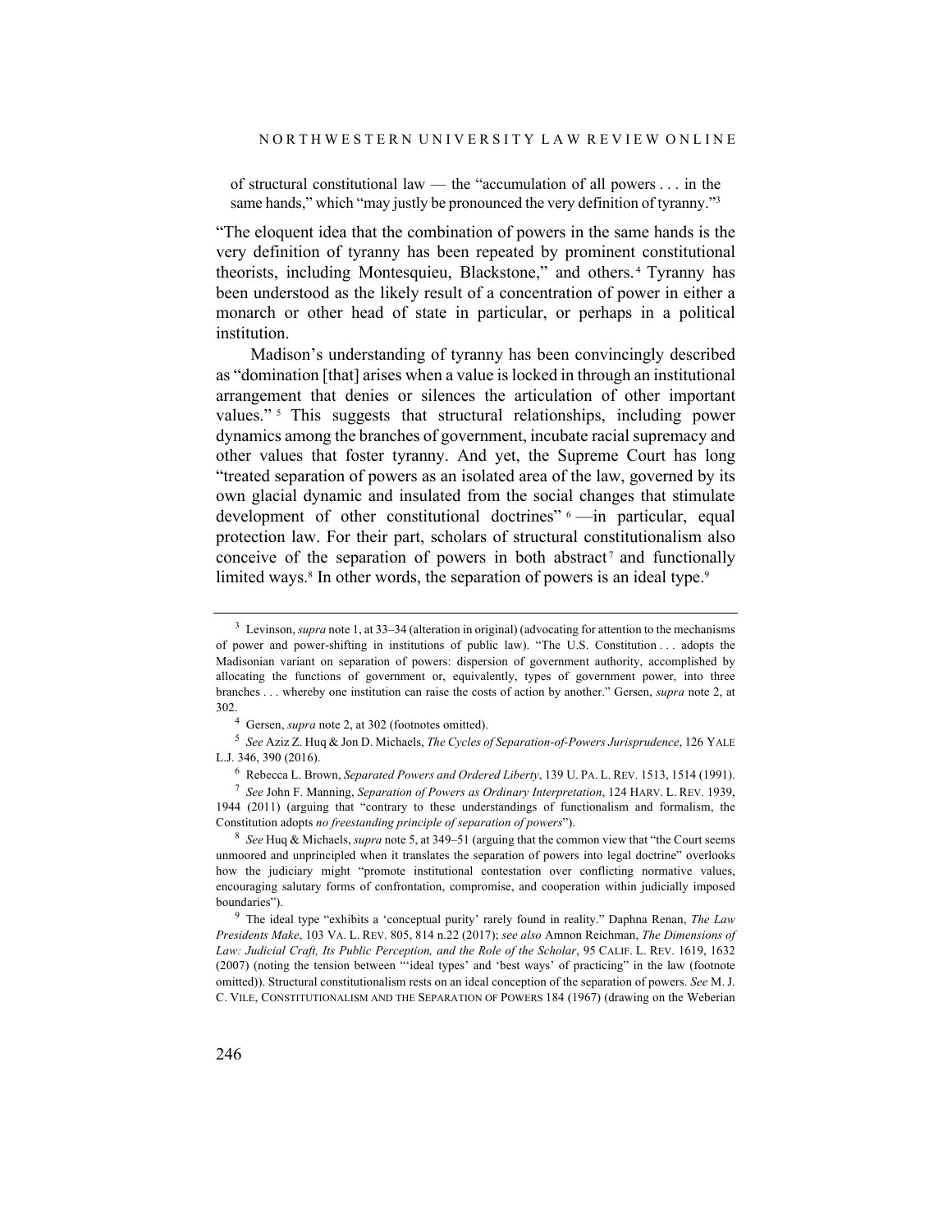of structural constitutional law — the "accumulation of all powers . . . in the same hands," which "may justly be pronounced the very definition of tyranny."[3]

"The eloquent idea that the combination of powers in the same hands is the very definition of tyranny has been repeated by prominent constitutional theorists, including Montesquieu, Blackstone," and others.[4] Tyranny has been understood as the likely result of a concentration of power in either a monarch or other head of state in particular, or perhaps in a political institution.

Madison's understanding of tyranny has been convincingly described as "domination [that] arises when a value is locked in through an institutional arrangement that denies or silences the articulation of other important values."[5] This suggests that structural relationships, including power dynamics among the branches of government, incubate racial supremacy and other values that foster tyranny. And yet, the Supreme Court has long "treated separation of powers as an isolated area of the law, governed by its own glacial dynamic and insulated from the social changes that stimulate development of other constitutional doctrines"[6]—in particular, equal protection law. For their part, scholars of structural constitutionalism also conceive of the separation of powers in both abstract[7] and functionally limited ways.[8] In other words, the separation of powers is an ideal type.[9]

---

[3] Levinson, *supra* note 1, at 33–34 (alteration in original) (advocating for attention to the mechanisms of power and power-shifting in institutions of public law). "The U.S. Constitution . . . adopts the Madisonian variant on separation of powers: dispersion of government authority, accomplished by allocating the functions of government or, equivalently, types of government power, into three branches . . . whereby one institution can raise the costs of action by another." Gersen, *supra* note 2, at 302.

[4] Gersen, *supra* note 2, at 302 (footnotes omitted).

[5] *See* Aziz Z. Huq & Jon D. Michaels, *The Cycles of Separation-of-Powers Jurisprudence*, 126 YALE L.J. 346, 390 (2016).

[6] Rebecca L. Brown, *Separated Powers and Ordered Liberty*, 139 U. PA. L. REV. 1513, 1514 (1991).

[7] *See* John F. Manning, *Separation of Powers as Ordinary Interpretation*, 124 HARV. L. REV. 1939, 1944 (2011) (arguing that "contrary to these understandings of functionalism and formalism, the Constitution adopts *no freestanding principle of separation of powers*").

[8] *See* Huq & Michaels, *supra* note 5, at 349–51 (arguing that the common view that "the Court seems unmoored and unprincipled when it translates the separation of powers into legal doctrine" overlooks how the judiciary might "promote institutional contestation over conflicting normative values, encouraging salutary forms of confrontation, compromise, and cooperation within judicially imposed boundaries").

[9] The ideal type "exhibits a 'conceptual purity' rarely found in reality." Daphna Renan, *The Law Presidents Make*, 103 VA. L. REV. 805, 814 n.22 (2017); *see also* Amnon Reichman, *The Dimensions of Law: Judicial Craft, Its Public Perception, and the Role of the Scholar*, 95 CALIF. L. REV. 1619, 1632 (2007) (noting the tension between "'ideal types' and 'best ways' of practicing" in the law (footnote omitted)). Structural constitutionalism rests on an ideal conception of the separation of powers. *See* M. J. C. VILE, CONSTITUTIONALISM AND THE SEPARATION OF POWERS 184 (1967) (drawing on the Weberian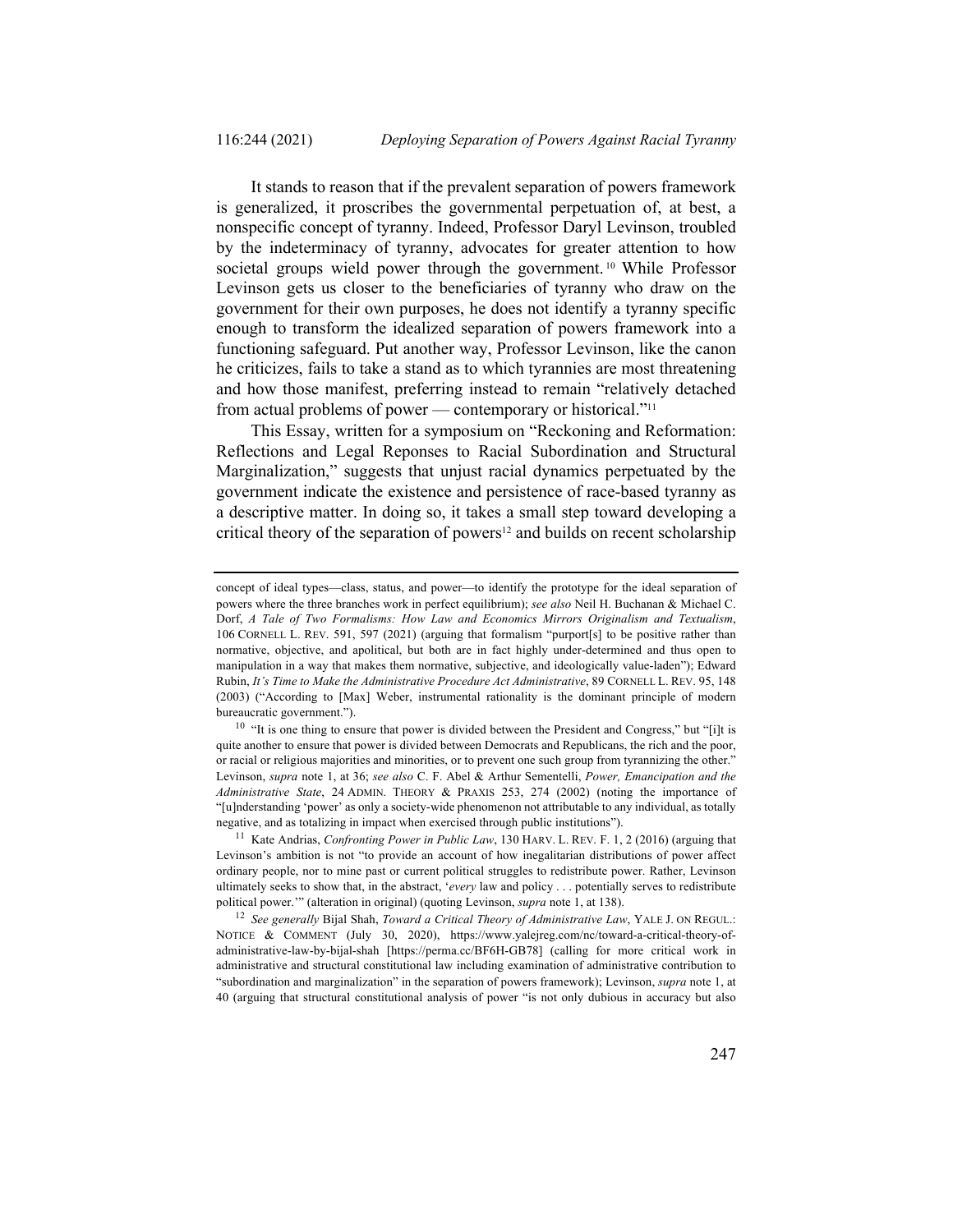It stands to reason that if the prevalent separation of powers framework is generalized, it proscribes the governmental perpetuation of, at best, a nonspecific concept of tyranny. Indeed, Professor Daryl Levinson, troubled by the indeterminacy of tyranny, advocates for greater attention to how societal groups wield power through the government.[10] While Professor Levinson gets us closer to the beneficiaries of tyranny who draw on the government for their own purposes, he does not identify a tyranny specific enough to transform the idealized separation of powers framework into a functioning safeguard. Put another way, Professor Levinson, like the canon he criticizes, fails to take a stand as to which tyrannies are most threatening and how those manifest, preferring instead to remain "relatively detached from actual problems of power — contemporary or historical."[11]

This Essay, written for a symposium on "Reckoning and Reformation: Reflections and Legal Reponses to Racial Subordination and Structural Marginalization," suggests that unjust racial dynamics perpetuated by the government indicate the existence and persistence of race-based tyranny as a descriptive matter. In doing so, it takes a small step toward developing a critical theory of the separation of powers[12] and builds on recent scholarship

---

concept of ideal types—class, status, and power—to identify the prototype for the ideal separation of powers where the three branches work in perfect equilibrium); *see also* Neil H. Buchanan & Michael C. Dorf, *A Tale of Two Formalisms: How Law and Economics Mirrors Originalism and Textualism*, 106 CORNELL L. REV. 591, 597 (2021) (arguing that formalism "purport[s] to be positive rather than normative, objective, and apolitical, but both are in fact highly under-determined and thus open to manipulation in a way that makes them normative, subjective, and ideologically value-laden"); Edward Rubin, *It's Time to Make the Administrative Procedure Act Administrative*, 89 CORNELL L. REV. 95, 148 (2003) ("According to [Max] Weber, instrumental rationality is the dominant principle of modern bureaucratic government.").

[10] "It is one thing to ensure that power is divided between the President and Congress," but "[i]t is quite another to ensure that power is divided between Democrats and Republicans, the rich and the poor, or racial or religious majorities and minorities, or to prevent one such group from tyrannizing the other." Levinson, *supra* note 1, at 36; *see also* C. F. Abel & Arthur Sementelli, *Power, Emancipation and the Administrative State*, 24 ADMIN. THEORY & PRAXIS 253, 274 (2002) (noting the importance of "[u]nderstanding 'power' as only a society-wide phenomenon not attributable to any individual, as totally negative, and as totalizing in impact when exercised through public institutions").

[11] Kate Andrias, *Confronting Power in Public Law*, 130 HARV. L. REV. F. 1, 2 (2016) (arguing that Levinson's ambition is not "to provide an account of how inegalitarian distributions of power affect ordinary people, nor to mine past or current political struggles to redistribute power. Rather, Levinson ultimately seeks to show that, in the abstract, '*every* law and policy . . . potentially serves to redistribute political power.'" (alteration in original) (quoting Levinson, *supra* note 1, at 138).

[12] *See generally* Bijal Shah, *Toward a Critical Theory of Administrative Law*, YALE J. ON REGUL.: NOTICE & COMMENT (July 30, 2020), https://www.yalejreg.com/nc/toward-a-critical-theory-of-administrative-law-by-bijal-shah [https://perma.cc/BF6H-GB78] (calling for more critical work in administrative and structural constitutional law including examination of administrative contribution to "subordination and marginalization" in the separation of powers framework); Levinson, *supra* note 1, at 40 (arguing that structural constitutional analysis of power "is not only dubious in accuracy but also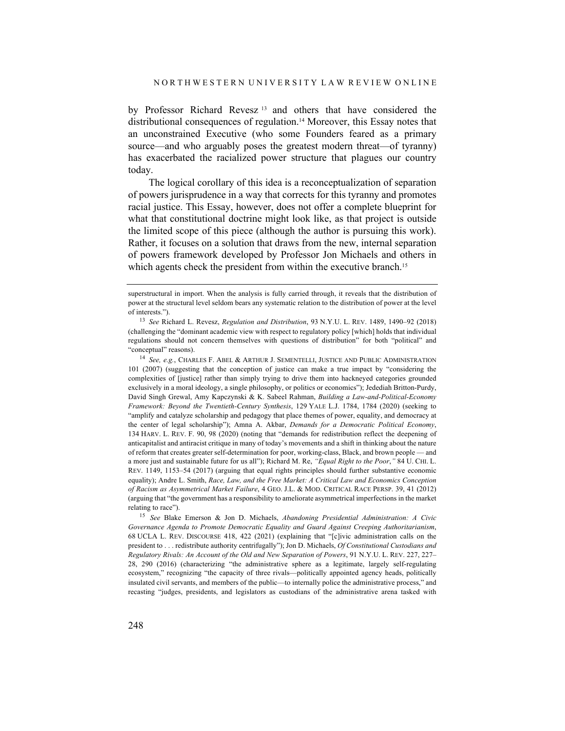by Professor Richard Revesz [13] and others that have considered the distributional consequences of regulation.[14] Moreover, this Essay notes that an unconstrained Executive (who some Founders feared as a primary source—and who arguably poses the greatest modern threat—of tyranny) has exacerbated the racialized power structure that plagues our country today.

The logical corollary of this idea is a reconceptualization of separation of powers jurisprudence in a way that corrects for this tyranny and promotes racial justice. This Essay, however, does not offer a complete blueprint for what that constitutional doctrine might look like, as that project is outside the limited scope of this piece (although the author is pursuing this work). Rather, it focuses on a solution that draws from the new, internal separation of powers framework developed by Professor Jon Michaels and others in which agents check the president from within the executive branch.[15]

---

superstructural in import. When the analysis is fully carried through, it reveals that the distribution of power at the structural level seldom bears any systematic relation to the distribution of power at the level of interests.").

[13] *See* Richard L. Revesz, *Regulation and Distribution*, 93 N.Y.U. L. REV. 1489, 1490–92 (2018) (challenging the "dominant academic view with respect to regulatory policy [which] holds that individual regulations should not concern themselves with questions of distribution" for both "political" and "conceptual" reasons).

[14] *See, e.g.*, CHARLES F. ABEL & ARTHUR J. SEMENTELLI, JUSTICE AND PUBLIC ADMINISTRATION 101 (2007) (suggesting that the conception of justice can make a true impact by "considering the complexities of [justice] rather than simply trying to drive them into hackneyed categories grounded exclusively in a moral ideology, a single philosophy, or politics or economics"); Jedediah Britton-Purdy, David Singh Grewal, Amy Kapczynski & K. Sabeel Rahman, *Building a Law-and-Political-Economy Framework: Beyond the Twentieth-Century Synthesis*, 129 YALE L.J. 1784, 1784 (2020) (seeking to "amplify and catalyze scholarship and pedagogy that place themes of power, equality, and democracy at the center of legal scholarship"); Amna A. Akbar, *Demands for a Democratic Political Economy*, 134 HARV. L. REV. F. 90, 98 (2020) (noting that "demands for redistribution reflect the deepening of anticapitalist and antiracist critique in many of today's movements and a shift in thinking about the nature of reform that creates greater self-determination for poor, working-class, Black, and brown people — and a more just and sustainable future for us all"); Richard M. Re, *"Equal Right to the Poor*,*"* 84 U. CHI. L. REV. 1149, 1153–54 (2017) (arguing that equal rights principles should further substantive economic equality); Andre L. Smith, *Race, Law, and the Free Market: A Critical Law and Economics Conception of Racism as Asymmetrical Market Failure*, 4 GEO. J.L. & MOD. CRITICAL RACE PERSP. 39, 41 (2012) (arguing that "the government has a responsibility to ameliorate asymmetrical imperfections in the market relating to race").

[15] *See* Blake Emerson & Jon D. Michaels, *Abandoning Presidential Administration: A Civic Governance Agenda to Promote Democratic Equality and Guard Against Creeping Authoritarianism*, 68 UCLA L. REV. DISCOURSE 418, 422 (2021) (explaining that "[c]ivic administration calls on the president to . . . redistribute authority centrifugally"); Jon D. Michaels, *Of Constitutional Custodians and Regulatory Rivals: An Account of the Old and New Separation of Powers*, 91 N.Y.U. L. REV. 227, 227–28, 290 (2016) (characterizing "the administrative sphere as a legitimate, largely self-regulating ecosystem," recognizing "the capacity of three rivals—politically appointed agency heads, politically insulated civil servants, and members of the public—to internally police the administrative process," and recasting "judges, presidents, and legislators as custodians of the administrative arena tasked with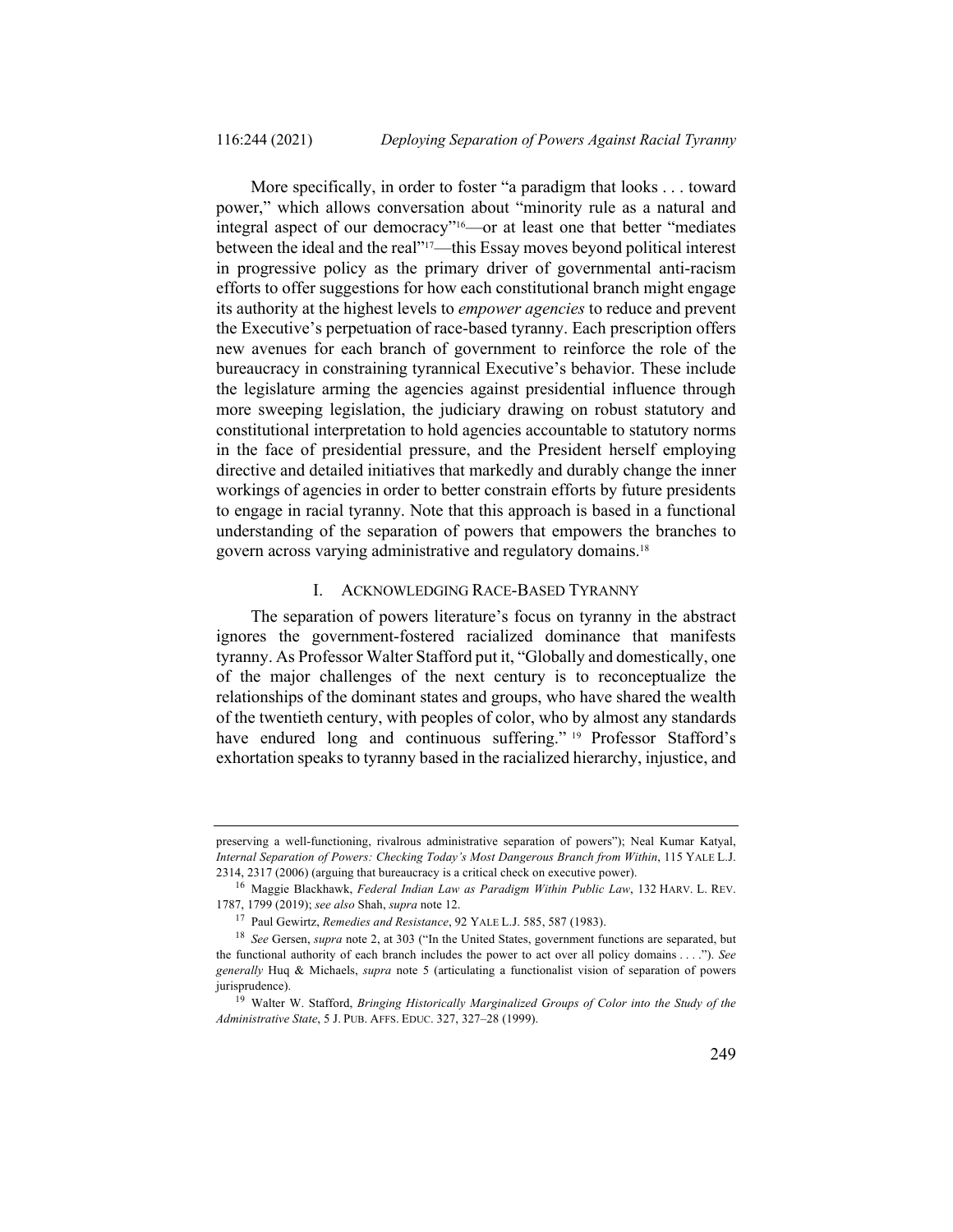More specifically, in order to foster "a paradigm that looks . . . toward power," which allows conversation about "minority rule as a natural and integral aspect of our democracy"[16]—or at least one that better "mediates between the ideal and the real"[17]—this Essay moves beyond political interest in progressive policy as the primary driver of governmental anti-racism efforts to offer suggestions for how each constitutional branch might engage its authority at the highest levels to *empower agencies* to reduce and prevent the Executive's perpetuation of race-based tyranny. Each prescription offers new avenues for each branch of government to reinforce the role of the bureaucracy in constraining tyrannical Executive's behavior. These include the legislature arming the agencies against presidential influence through more sweeping legislation, the judiciary drawing on robust statutory and constitutional interpretation to hold agencies accountable to statutory norms in the face of presidential pressure, and the President herself employing directive and detailed initiatives that markedly and durably change the inner workings of agencies in order to better constrain efforts by future presidents to engage in racial tyranny. Note that this approach is based in a functional understanding of the separation of powers that empowers the branches to govern across varying administrative and regulatory domains.[18]

## I. ACKNOWLEDGING RACE-BASED TYRANNY

The separation of powers literature's focus on tyranny in the abstract ignores the government-fostered racialized dominance that manifests tyranny. As Professor Walter Stafford put it, "Globally and domestically, one of the major challenges of the next century is to reconceptualize the relationships of the dominant states and groups, who have shared the wealth of the twentieth century, with peoples of color, who by almost any standards have endured long and continuous suffering."[19] Professor Stafford's exhortation speaks to tyranny based in the racialized hierarchy, injustice, and

---

preserving a well-functioning, rivalrous administrative separation of powers"); Neal Kumar Katyal, *Internal Separation of Powers: Checking Today's Most Dangerous Branch from Within*, 115 YALE L.J. 2314, 2317 (2006) (arguing that bureaucracy is a critical check on executive power).

[16] Maggie Blackhawk, *Federal Indian Law as Paradigm Within Public Law*, 132 HARV. L. REV. 1787, 1799 (2019); *see also* Shah, *supra* note 12.

[17] Paul Gewirtz, *Remedies and Resistance*, 92 YALE L.J. 585, 587 (1983).

[18] *See* Gersen, *supra* note 2, at 303 ("In the United States, government functions are separated, but the functional authority of each branch includes the power to act over all policy domains . . . ."). *See generally* Huq & Michaels, *supra* note 5 (articulating a functionalist vision of separation of powers jurisprudence).

[19] Walter W. Stafford, *Bringing Historically Marginalized Groups of Color into the Study of the Administrative State*, 5 J. PUB. AFFS. EDUC. 327, 327–28 (1999).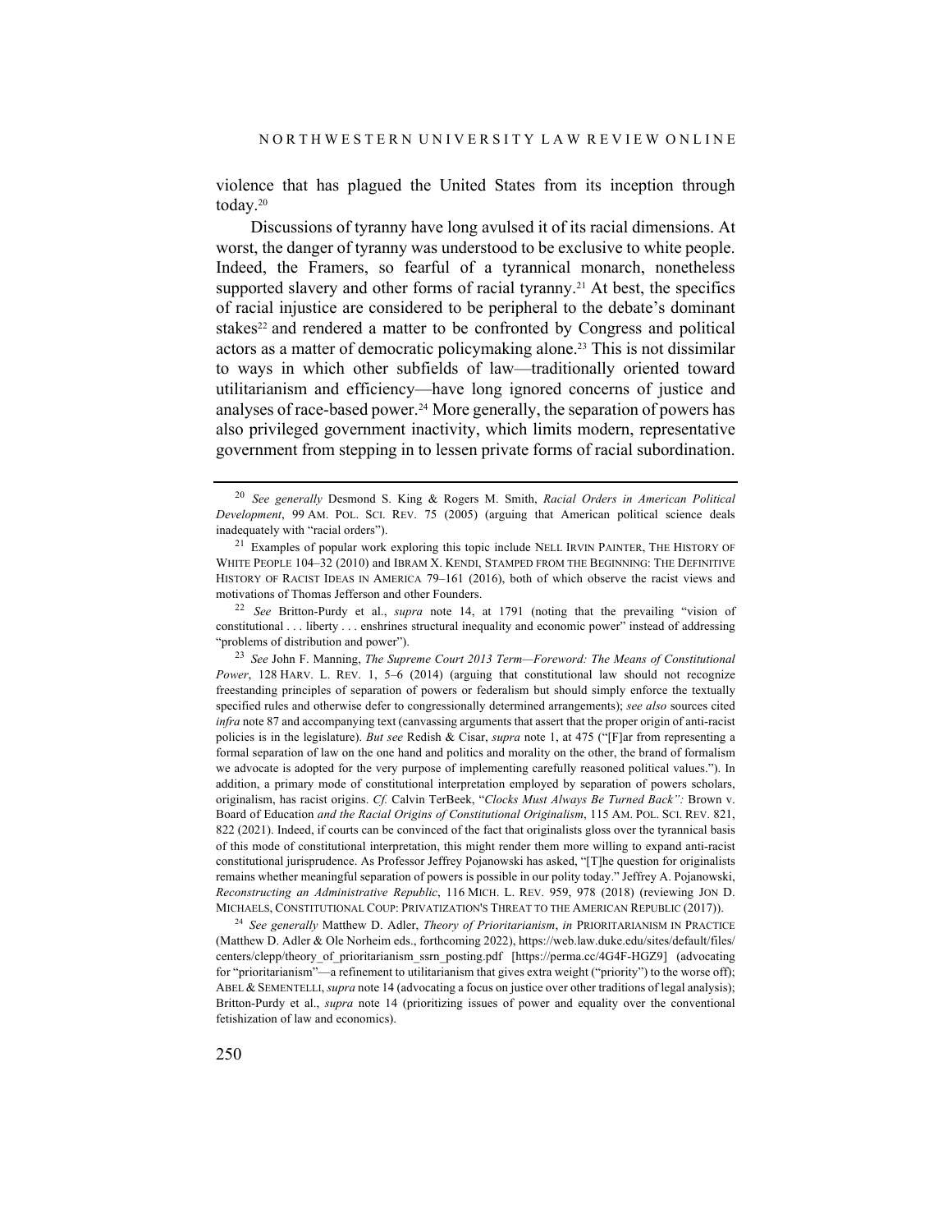violence that has plagued the United States from its inception through today.[20]

Discussions of tyranny have long avulsed it of its racial dimensions. At worst, the danger of tyranny was understood to be exclusive to white people. Indeed, the Framers, so fearful of a tyrannical monarch, nonetheless supported slavery and other forms of racial tyranny.[21] At best, the specifics of racial injustice are considered to be peripheral to the debate's dominant stakes[22] and rendered a matter to be confronted by Congress and political actors as a matter of democratic policymaking alone.[23] This is not dissimilar to ways in which other subfields of law—traditionally oriented toward utilitarianism and efficiency—have long ignored concerns of justice and analyses of race-based power.[24] More generally, the separation of powers has also privileged government inactivity, which limits modern, representative government from stepping in to lessen private forms of racial subordination.

---

[20] *See generally* Desmond S. King & Rogers M. Smith, *Racial Orders in American Political Development*, 99 AM. POL. SCI. REV. 75 (2005) (arguing that American political science deals inadequately with "racial orders").

[21] Examples of popular work exploring this topic include NELL IRVIN PAINTER, THE HISTORY OF WHITE PEOPLE 104–32 (2010) and IBRAM X. KENDI, STAMPED FROM THE BEGINNING: THE DEFINITIVE HISTORY OF RACIST IDEAS IN AMERICA 79–161 (2016), both of which observe the racist views and motivations of Thomas Jefferson and other Founders.

[22] *See* Britton-Purdy et al., *supra* note 14, at 1791 (noting that the prevailing "vision of constitutional . . . liberty . . . enshrines structural inequality and economic power" instead of addressing "problems of distribution and power").

[23] *See* John F. Manning, *The Supreme Court 2013 Term—Foreword: The Means of Constitutional Power*, 128 HARV. L. REV. 1, 5–6 (2014) (arguing that constitutional law should not recognize freestanding principles of separation of powers or federalism but should simply enforce the textually specified rules and otherwise defer to congressionally determined arrangements); *see also* sources cited *infra* note 87 and accompanying text (canvassing arguments that assert that the proper origin of anti-racist policies is in the legislature). *But see* Redish & Cisar, *supra* note 1, at 475 ("[F]ar from representing a formal separation of law on the one hand and politics and morality on the other, the brand of formalism we advocate is adopted for the very purpose of implementing carefully reasoned political values."). In addition, a primary mode of constitutional interpretation employed by separation of powers scholars, originalism, has racist origins. *Cf.* Calvin TerBeek, "*Clocks Must Always Be Turned Back":* Brown v. Board of Education *and the Racial Origins of Constitutional Originalism*, 115 AM. POL. SCI. REV. 821, 822 (2021). Indeed, if courts can be convinced of the fact that originalists gloss over the tyrannical basis of this mode of constitutional interpretation, this might render them more willing to expand anti-racist constitutional jurisprudence. As Professor Jeffrey Pojanowski has asked, "[T]he question for originalists remains whether meaningful separation of powers is possible in our polity today." Jeffrey A. Pojanowski, *Reconstructing an Administrative Republic*, 116 MICH. L. REV. 959, 978 (2018) (reviewing JON D. MICHAELS, CONSTITUTIONAL COUP: PRIVATIZATION'S THREAT TO THE AMERICAN REPUBLIC (2017)).

[24] *See generally* Matthew D. Adler, *Theory of Prioritarianism*, *in* PRIORITARIANISM IN PRACTICE (Matthew D. Adler & Ole Norheim eds., forthcoming 2022), https://web.law.duke.edu/sites/default/files/centers/clepp/theory_of_prioritarianism_ssrn_posting.pdf [https://perma.cc/4G4F-HGZ9] (advocating for "prioritarianism"—a refinement to utilitarianism that gives extra weight ("priority") to the worse off); ABEL & SEMENTELLI, *supra* note 14 (advocating a focus on justice over other traditions of legal analysis); Britton-Purdy et al., *supra* note 14 (prioritizing issues of power and equality over the conventional fetishization of law and economics).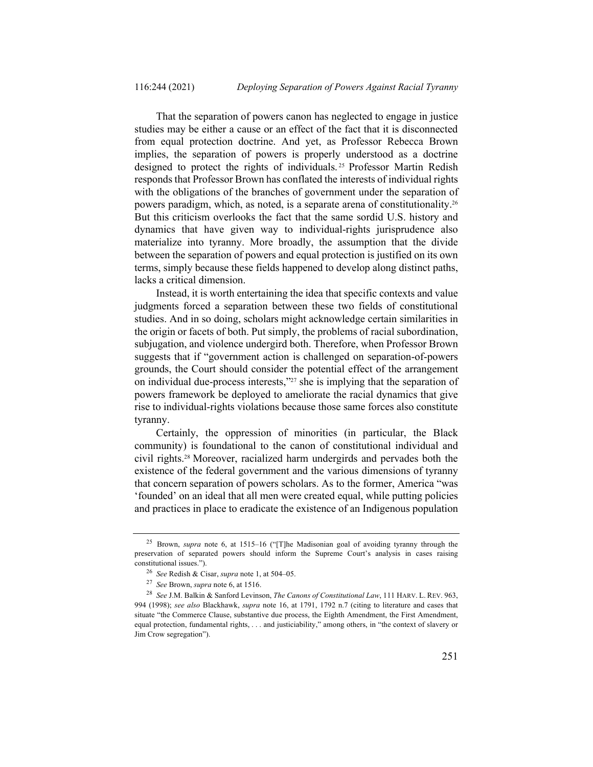That the separation of powers canon has neglected to engage in justice studies may be either a cause or an effect of the fact that it is disconnected from equal protection doctrine. And yet, as Professor Rebecca Brown implies, the separation of powers is properly understood as a doctrine designed to protect the rights of individuals.[25] Professor Martin Redish responds that Professor Brown has conflated the interests of individual rights with the obligations of the branches of government under the separation of powers paradigm, which, as noted, is a separate arena of constitutionality.[26] But this criticism overlooks the fact that the same sordid U.S. history and dynamics that have given way to individual-rights jurisprudence also materialize into tyranny. More broadly, the assumption that the divide between the separation of powers and equal protection is justified on its own terms, simply because these fields happened to develop along distinct paths, lacks a critical dimension.

Instead, it is worth entertaining the idea that specific contexts and value judgments forced a separation between these two fields of constitutional studies. And in so doing, scholars might acknowledge certain similarities in the origin or facets of both. Put simply, the problems of racial subordination, subjugation, and violence undergird both. Therefore, when Professor Brown suggests that if "government action is challenged on separation-of-powers grounds, the Court should consider the potential effect of the arrangement on individual due-process interests,"[27] she is implying that the separation of powers framework be deployed to ameliorate the racial dynamics that give rise to individual-rights violations because those same forces also constitute tyranny.

Certainly, the oppression of minorities (in particular, the Black community) is foundational to the canon of constitutional individual and civil rights.[28] Moreover, racialized harm undergirds and pervades both the existence of the federal government and the various dimensions of tyranny that concern separation of powers scholars. As to the former, America "was 'founded' on an ideal that all men were created equal, while putting policies and practices in place to eradicate the existence of an Indigenous population

---

[25] Brown, *supra* note 6, at 1515–16 ("[T]he Madisonian goal of avoiding tyranny through the preservation of separated powers should inform the Supreme Court's analysis in cases raising constitutional issues.").

[26] *See* Redish & Cisar, *supra* note 1, at 504–05.

[27] *See* Brown, *supra* note 6, at 1516.

[28] *See* J.M. Balkin & Sanford Levinson, *The Canons of Constitutional Law*, 111 HARV. L. REV. 963, 994 (1998); *see also* Blackhawk, *supra* note 16, at 1791, 1792 n.7 (citing to literature and cases that situate "the Commerce Clause, substantive due process, the Eighth Amendment, the First Amendment, equal protection, fundamental rights, . . . and justiciability," among others, in "the context of slavery or Jim Crow segregation").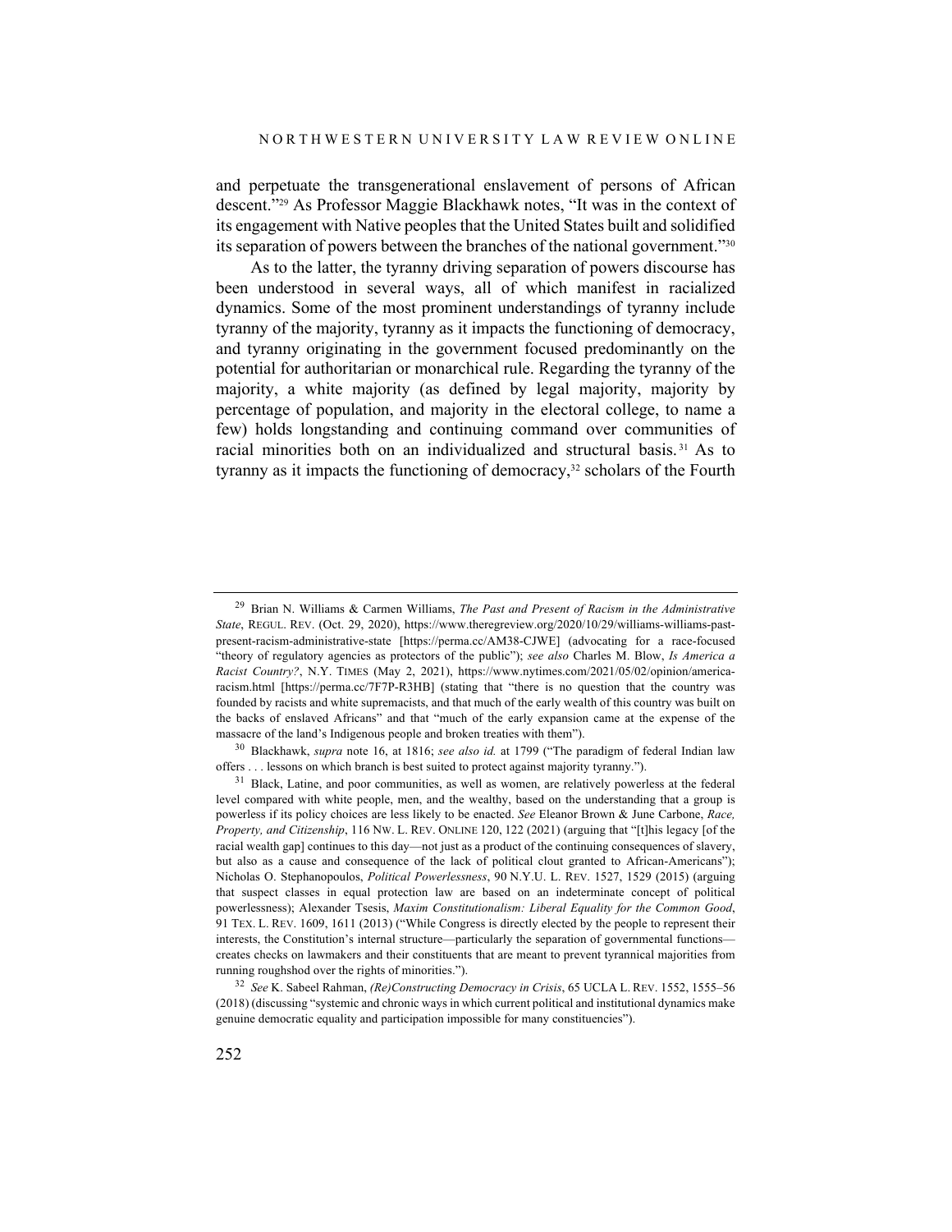and perpetuate the transgenerational enslavement of persons of African descent."[29] As Professor Maggie Blackhawk notes, "It was in the context of its engagement with Native peoples that the United States built and solidified its separation of powers between the branches of the national government."[30]

As to the latter, the tyranny driving separation of powers discourse has been understood in several ways, all of which manifest in racialized dynamics. Some of the most prominent understandings of tyranny include tyranny of the majority, tyranny as it impacts the functioning of democracy, and tyranny originating in the government focused predominantly on the potential for authoritarian or monarchical rule. Regarding the tyranny of the majority, a white majority (as defined by legal majority, majority by percentage of population, and majority in the electoral college, to name a few) holds longstanding and continuing command over communities of racial minorities both on an individualized and structural basis.[31] As to tyranny as it impacts the functioning of democracy,[32] scholars of the Fourth

---

[29] Brian N. Williams & Carmen Williams, *The Past and Present of Racism in the Administrative State*, REGUL. REV. (Oct. 29, 2020), https://www.theregreview.org/2020/10/29/williams-williams-past-present-racism-administrative-state [https://perma.cc/AM38-CJWE] (advocating for a race-focused "theory of regulatory agencies as protectors of the public"); *see also* Charles M. Blow, *Is America a Racist Country?*, N.Y. TIMES (May 2, 2021), https://www.nytimes.com/2021/05/02/opinion/america-racism.html [https://perma.cc/7F7P-R3HB] (stating that "there is no question that the country was founded by racists and white supremacists, and that much of the early wealth of this country was built on the backs of enslaved Africans" and that "much of the early expansion came at the expense of the massacre of the land's Indigenous people and broken treaties with them").

[30] Blackhawk, *supra* note 16, at 1816; *see also id.* at 1799 ("The paradigm of federal Indian law offers . . . lessons on which branch is best suited to protect against majority tyranny.").

[31] Black, Latine, and poor communities, as well as women, are relatively powerless at the federal level compared with white people, men, and the wealthy, based on the understanding that a group is powerless if its policy choices are less likely to be enacted. *See* Eleanor Brown & June Carbone, *Race, Property, and Citizenship*, 116 NW. L. REV. ONLINE 120, 122 (2021) (arguing that "[t]his legacy [of the racial wealth gap] continues to this day—not just as a product of the continuing consequences of slavery, but also as a cause and consequence of the lack of political clout granted to African-Americans"); Nicholas O. Stephanopoulos, *Political Powerlessness*, 90 N.Y.U. L. REV. 1527, 1529 (2015) (arguing that suspect classes in equal protection law are based on an indeterminate concept of political powerlessness); Alexander Tsesis, *Maxim Constitutionalism: Liberal Equality for the Common Good*, 91 TEX. L. REV. 1609, 1611 (2013) ("While Congress is directly elected by the people to represent their interests, the Constitution's internal structure—particularly the separation of governmental functions—creates checks on lawmakers and their constituents that are meant to prevent tyrannical majorities from running roughshod over the rights of minorities.").

[32] *See* K. Sabeel Rahman, *(Re)Constructing Democracy in Crisis*, 65 UCLA L. REV. 1552, 1555–56 (2018) (discussing "systemic and chronic ways in which current political and institutional dynamics make genuine democratic equality and participation impossible for many constituencies").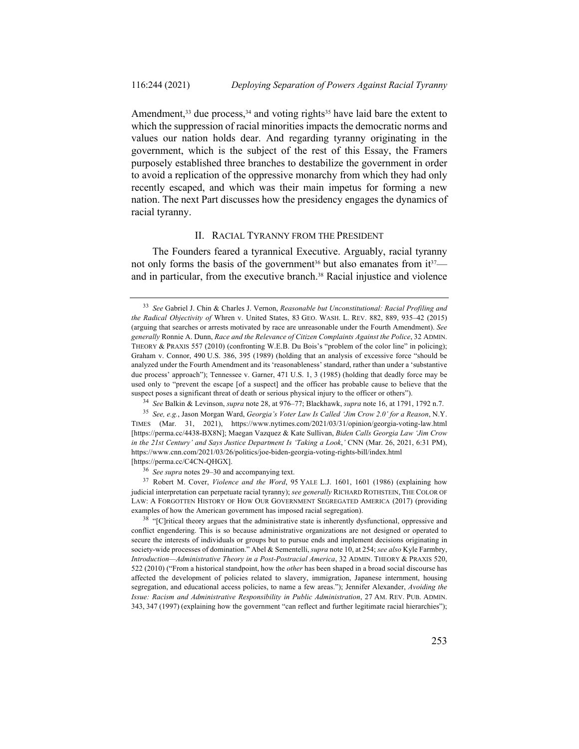Amendment,[33] due process,[34] and voting rights[35] have laid bare the extent to which the suppression of racial minorities impacts the democratic norms and values our nation holds dear. And regarding tyranny originating in the government, which is the subject of the rest of this Essay, the Framers purposely established three branches to destabilize the government in order to avoid a replication of the oppressive monarchy from which they had only recently escaped, and which was their main impetus for forming a new nation. The next Part discusses how the presidency engages the dynamics of racial tyranny.

## II. Racial Tyranny from the President

The Founders feared a tyrannical Executive. Arguably, racial tyranny not only forms the basis of the government[36] but also emanates from it[37]—and in particular, from the executive branch.[38] Racial injustice and violence

---

[33] *See* Gabriel J. Chin & Charles J. Vernon, *Reasonable but Unconstitutional: Racial Profiling and the Radical Objectivity of* Whren v. United States, 83 GEO. WASH. L. REV. 882, 889, 935–42 (2015) (arguing that searches or arrests motivated by race are unreasonable under the Fourth Amendment). *See generally* Ronnie A. Dunn, *Race and the Relevance of Citizen Complaints Against the Police*, 32 ADMIN. THEORY & PRAXIS 557 (2010) (confronting W.E.B. Du Bois's "problem of the color line" in policing); Graham v. Connor, 490 U.S. 386, 395 (1989) (holding that an analysis of excessive force "should be analyzed under the Fourth Amendment and its 'reasonableness' standard, rather than under a 'substantive due process' approach"); Tennessee v. Garner, 471 U.S. 1, 3 (1985) (holding that deadly force may be used only to "prevent the escape [of a suspect] and the officer has probable cause to believe that the suspect poses a significant threat of death or serious physical injury to the officer or others").

[34] *See* Balkin & Levinson, *supra* note 28, at 976–77; Blackhawk, *supra* note 16, at 1791, 1792 n.7.

[35] *See, e.g.*, Jason Morgan Ward, *Georgia's Voter Law Is Called 'Jim Crow 2.0' for a Reason*, N.Y. TIMES (Mar. 31, 2021), https://www.nytimes.com/2021/03/31/opinion/georgia-voting-law.html [https://perma.cc/4438-BX8N]; Maegan Vazquez & Kate Sullivan, *Biden Calls Georgia Law 'Jim Crow in the 21st Century' and Says Justice Department Is 'Taking a Look*,*'* CNN (Mar. 26, 2021, 6:31 PM), https://www.cnn.com/2021/03/26/politics/joe-biden-georgia-voting-rights-bill/index.html [https://perma.cc/C4CN-QHGX].

[36] *See supra* notes 29–30 and accompanying text.

[37] Robert M. Cover, *Violence and the Word*, 95 YALE L.J. 1601, 1601 (1986) (explaining how judicial interpretation can perpetuate racial tyranny); *see generally* RICHARD ROTHSTEIN, THE COLOR OF LAW: A FORGOTTEN HISTORY OF HOW OUR GOVERNMENT SEGREGATED AMERICA (2017) (providing examples of how the American government has imposed racial segregation).

[38] "[C]ritical theory argues that the administrative state is inherently dysfunctional, oppressive and conflict engendering. This is so because administrative organizations are not designed or operated to secure the interests of individuals or groups but to pursue ends and implement decisions originating in society-wide processes of domination." Abel & Sementelli, *supra* note 10, at 254; *see also* Kyle Farmbry, *Introduction—Administrative Theory in a Post-Postracial America*, 32 ADMIN. THEORY & PRAXIS 520, 522 (2010) ("From a historical standpoint, how the *other* has been shaped in a broad social discourse has affected the development of policies related to slavery, immigration, Japanese internment, housing segregation, and educational access policies, to name a few areas."); Jennifer Alexander, *Avoiding the Issue: Racism and Administrative Responsibility in Public Administration*, 27 AM. REV. PUB. ADMIN. 343, 347 (1997) (explaining how the government "can reflect and further legitimate racial hierarchies");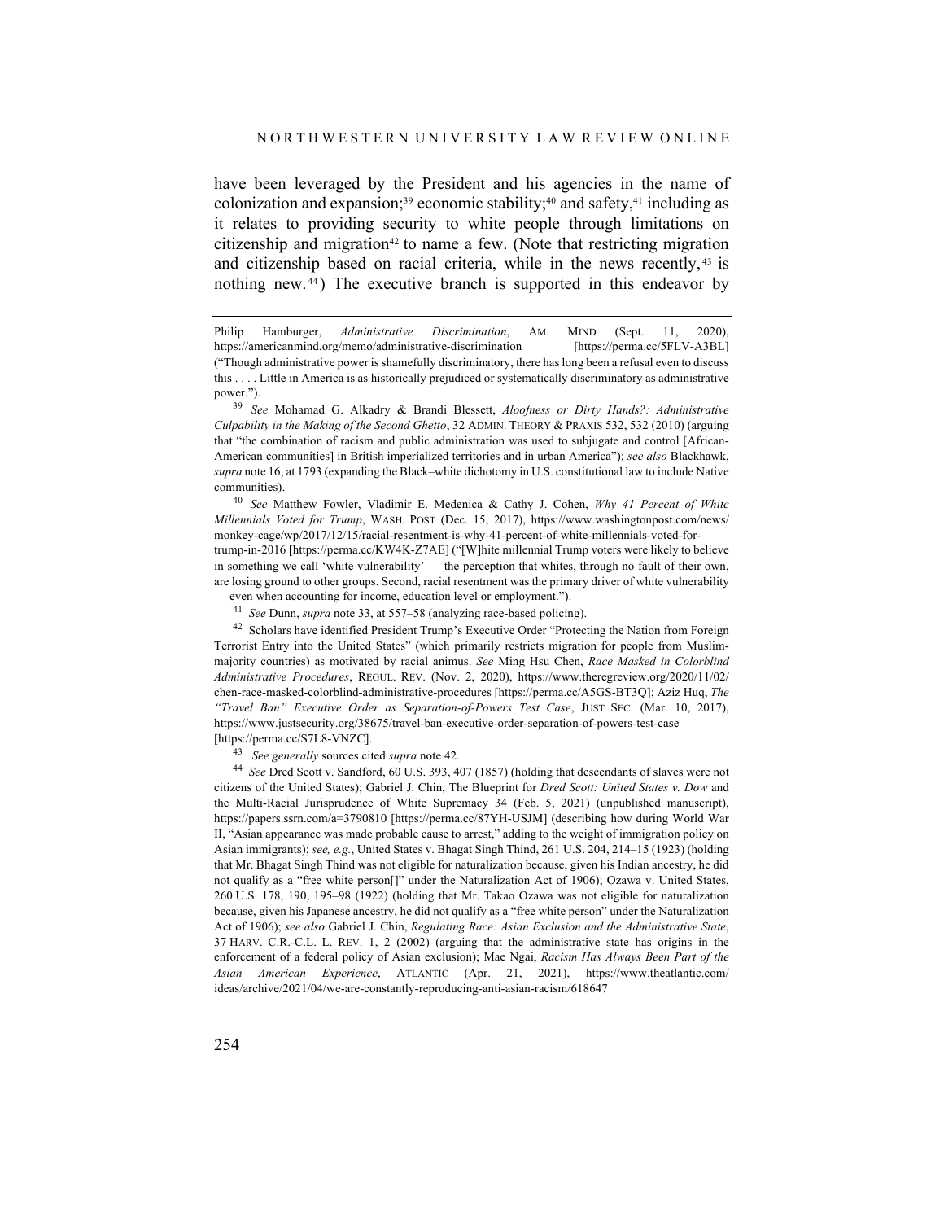have been leveraged by the President and his agencies in the name of colonization and expansion;[39] economic stability;[40] and safety,[41] including as it relates to providing security to white people through limitations on citizenship and migration[42] to name a few. (Note that restricting migration and citizenship based on racial criteria, while in the news recently,[43] is nothing new.[44]) The executive branch is supported in this endeavor by

---

Philip Hamburger, *Administrative Discrimination*, AM. MIND (Sept. 11, 2020), https://americanmind.org/memo/administrative-discrimination [https://perma.cc/5FLV-A3BL] ("Though administrative power is shamefully discriminatory, there has long been a refusal even to discuss this . . . . Little in America is as historically prejudiced or systematically discriminatory as administrative power.").

[39] *See* Mohamad G. Alkadry & Brandi Blessett, *Aloofness or Dirty Hands?: Administrative Culpability in the Making of the Second Ghetto*, 32 ADMIN. THEORY & PRAXIS 532, 532 (2010) (arguing that "the combination of racism and public administration was used to subjugate and control [African-American communities] in British imperialized territories and in urban America"); *see also* Blackhawk, *supra* note 16, at 1793 (expanding the Black–white dichotomy in U.S. constitutional law to include Native communities).

[40] *See* Matthew Fowler, Vladimir E. Medenica & Cathy J. Cohen, *Why 41 Percent of White Millennials Voted for Trump*, WASH. POST (Dec. 15, 2017), https://www.washingtonpost.com/news/monkey-cage/wp/2017/12/15/racial-resentment-is-why-41-percent-of-white-millennials-voted-for-trump-in-2016 [https://perma.cc/KW4K-Z7AE] ("[W]hite millennial Trump voters were likely to believe in something we call 'white vulnerability' — the perception that whites, through no fault of their own, are losing ground to other groups. Second, racial resentment was the primary driver of white vulnerability — even when accounting for income, education level or employment.").

[41] *See* Dunn, *supra* note 33, at 557–58 (analyzing race-based policing).

[42] Scholars have identified President Trump's Executive Order "Protecting the Nation from Foreign Terrorist Entry into the United States" (which primarily restricts migration for people from Muslim-majority countries) as motivated by racial animus. *See* Ming Hsu Chen, *Race Masked in Colorblind Administrative Procedures*, REGUL. REV. (Nov. 2, 2020), https://www.theregreview.org/2020/11/02/chen-race-masked-colorblind-administrative-procedures [https://perma.cc/A5GS-BT3Q]; Aziz Huq, *The "Travel Ban" Executive Order as Separation-of-Powers Test Case*, JUST SEC. (Mar. 10, 2017), https://www.justsecurity.org/38675/travel-ban-executive-order-separation-of-powers-test-case [https://perma.cc/S7L8-VNZC].

[43] *See generally* sources cited *supra* note 42.

[44] *See* Dred Scott v. Sandford, 60 U.S. 393, 407 (1857) (holding that descendants of slaves were not citizens of the United States); Gabriel J. Chin, The Blueprint for *Dred Scott: United States v. Dow* and the Multi-Racial Jurisprudence of White Supremacy 34 (Feb. 5, 2021) (unpublished manuscript), https://papers.ssrn.com/a=3790810 [https://perma.cc/87YH-USJM] (describing how during World War II, "Asian appearance was made probable cause to arrest," adding to the weight of immigration policy on Asian immigrants); *see, e.g.*, United States v. Bhagat Singh Thind, 261 U.S. 204, 214–15 (1923) (holding that Mr. Bhagat Singh Thind was not eligible for naturalization because, given his Indian ancestry, he did not qualify as a "free white person[]" under the Naturalization Act of 1906); Ozawa v. United States, 260 U.S. 178, 190, 195–98 (1922) (holding that Mr. Takao Ozawa was not eligible for naturalization because, given his Japanese ancestry, he did not qualify as a "free white person" under the Naturalization Act of 1906); *see also* Gabriel J. Chin, *Regulating Race: Asian Exclusion and the Administrative State*, 37 HARV. C.R.-C.L. L. REV. 1, 2 (2002) (arguing that the administrative state has origins in the enforcement of a federal policy of Asian exclusion); Mae Ngai, *Racism Has Always Been Part of the Asian American Experience*, ATLANTIC (Apr. 21, 2021), https://www.theatlantic.com/ideas/archive/2021/04/we-are-constantly-reproducing-anti-asian-racism/618647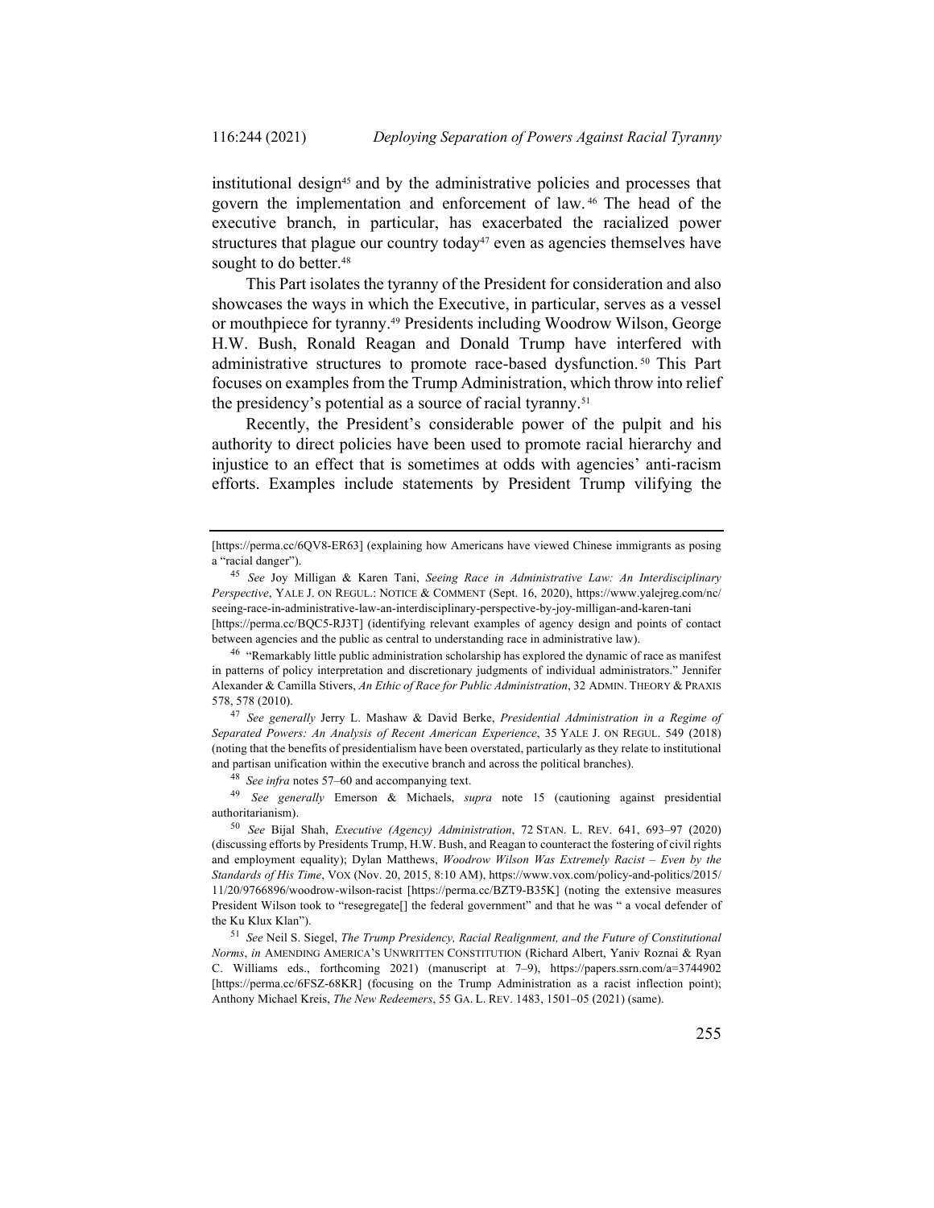institutional design[45] and by the administrative policies and processes that govern the implementation and enforcement of law.[46] The head of the executive branch, in particular, has exacerbated the racialized power structures that plague our country today[47] even as agencies themselves have sought to do better.[48]

This Part isolates the tyranny of the President for consideration and also showcases the ways in which the Executive, in particular, serves as a vessel or mouthpiece for tyranny.[49] Presidents including Woodrow Wilson, George H.W. Bush, Ronald Reagan and Donald Trump have interfered with administrative structures to promote race-based dysfunction.[50] This Part focuses on examples from the Trump Administration, which throw into relief the presidency's potential as a source of racial tyranny.[51]

Recently, the President's considerable power of the pulpit and his authority to direct policies have been used to promote racial hierarchy and injustice to an effect that is sometimes at odds with agencies' anti-racism efforts. Examples include statements by President Trump vilifying the

---

[https://perma.cc/6QV8-ER63] (explaining how Americans have viewed Chinese immigrants as posing a "racial danger").

[45] *See* Joy Milligan & Karen Tani, *Seeing Race in Administrative Law: An Interdisciplinary Perspective*, YALE J. ON REGUL.: NOTICE & COMMENT (Sept. 16, 2020), https://www.yalejreg.com/nc/seeing-race-in-administrative-law-an-interdisciplinary-perspective-by-joy-milligan-and-karen-tani [https://perma.cc/BQC5-RJ3T] (identifying relevant examples of agency design and points of contact between agencies and the public as central to understanding race in administrative law).

[46] "Remarkably little public administration scholarship has explored the dynamic of race as manifest in patterns of policy interpretation and discretionary judgments of individual administrators." Jennifer Alexander & Camilla Stivers, *An Ethic of Race for Public Administration*, 32 ADMIN. THEORY & PRAXIS 578, 578 (2010).

[47] *See generally* Jerry L. Mashaw & David Berke, *Presidential Administration in a Regime of Separated Powers: An Analysis of Recent American Experience*, 35 YALE J. ON REGUL. 549 (2018) (noting that the benefits of presidentialism have been overstated, particularly as they relate to institutional and partisan unification within the executive branch and across the political branches).

[48] *See infra* notes 57–60 and accompanying text.

[49] *See generally* Emerson & Michaels, *supra* note 15 (cautioning against presidential authoritarianism).

[50] *See* Bijal Shah, *Executive (Agency) Administration*, 72 STAN. L. REV. 641, 693–97 (2020) (discussing efforts by Presidents Trump, H.W. Bush, and Reagan to counteract the fostering of civil rights and employment equality); Dylan Matthews, *Woodrow Wilson Was Extremely Racist – Even by the Standards of His Time*, VOX (Nov. 20, 2015, 8:10 AM), https://www.vox.com/policy-and-politics/2015/11/20/9766896/woodrow-wilson-racist [https://perma.cc/BZT9-B35K] (noting the extensive measures President Wilson took to "resegregate[] the federal government" and that he was " a vocal defender of the Ku Klux Klan").

[51] *See* Neil S. Siegel, *The Trump Presidency, Racial Realignment, and the Future of Constitutional Norms*, *in* AMENDING AMERICA'S UNWRITTEN CONSTITUTION (Richard Albert, Yaniv Roznai & Ryan C. Williams eds., forthcoming 2021) (manuscript at 7–9), https://papers.ssrn.com/a=3744902 [https://perma.cc/6FSZ-68KR] (focusing on the Trump Administration as a racist inflection point); Anthony Michael Kreis, *The New Redeemers*, 55 GA. L. REV. 1483, 1501–05 (2021) (same).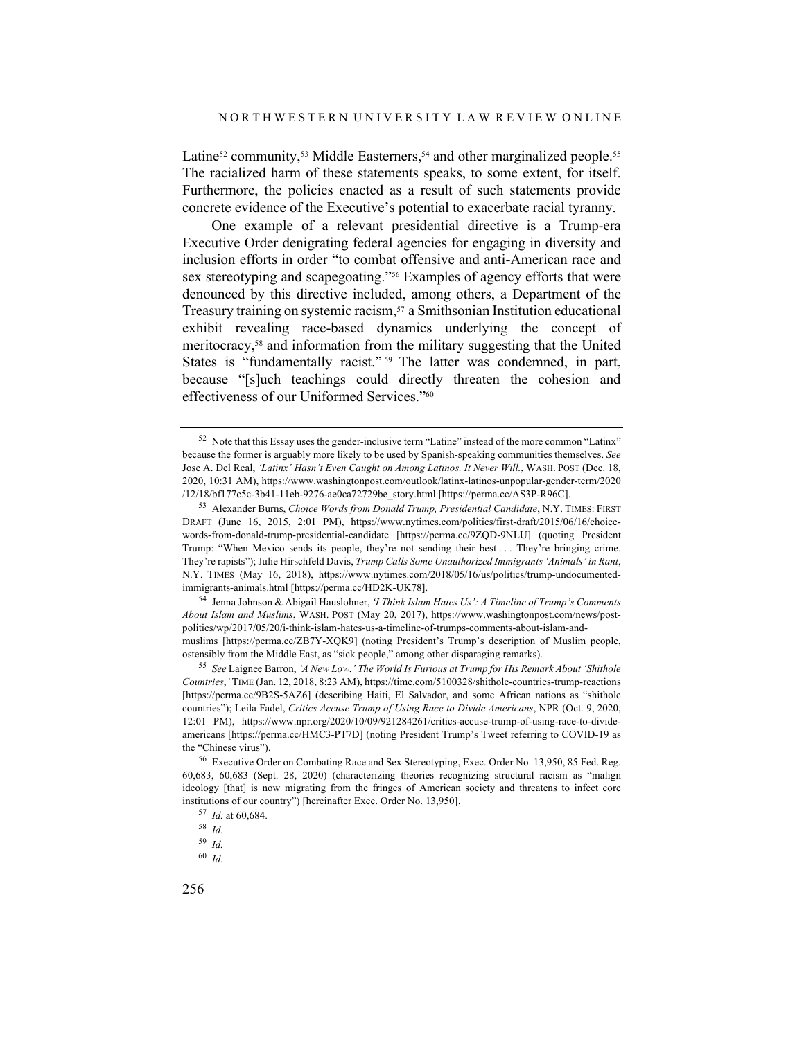Latine[52] community,[53] Middle Easterners,[54] and other marginalized people.[55] The racialized harm of these statements speaks, to some extent, for itself. Furthermore, the policies enacted as a result of such statements provide concrete evidence of the Executive's potential to exacerbate racial tyranny.

One example of a relevant presidential directive is a Trump-era Executive Order denigrating federal agencies for engaging in diversity and inclusion efforts in order "to combat offensive and anti-American race and sex stereotyping and scapegoating."[56] Examples of agency efforts that were denounced by this directive included, among others, a Department of the Treasury training on systemic racism,[57] a Smithsonian Institution educational exhibit revealing race-based dynamics underlying the concept of meritocracy,[58] and information from the military suggesting that the United States is "fundamentally racist."[59] The latter was condemned, in part, because "[s]uch teachings could directly threaten the cohesion and effectiveness of our Uniformed Services."[60]

---

[52] Note that this Essay uses the gender-inclusive term "Latine" instead of the more common "Latinx" because the former is arguably more likely to be used by Spanish-speaking communities themselves. *See* Jose A. Del Real, *'Latinx' Hasn't Even Caught on Among Latinos. It Never Will.*, WASH. POST (Dec. 18, 2020, 10:31 AM), https://www.washingtonpost.com/outlook/latinx-latinos-unpopular-gender-term/2020/12/18/bf177c5c-3b41-11eb-9276-ae0ca72729be_story.html [https://perma.cc/AS3P-R96C].

[53] Alexander Burns, *Choice Words from Donald Trump, Presidential Candidate*, N.Y. TIMES: FIRST DRAFT (June 16, 2015, 2:01 PM), https://www.nytimes.com/politics/first-draft/2015/06/16/choice-words-from-donald-trump-presidential-candidate [https://perma.cc/9ZQD-9NLU] (quoting President Trump: "When Mexico sends its people, they're not sending their best . . . They're bringing crime. They're rapists"); Julie Hirschfeld Davis, *Trump Calls Some Unauthorized Immigrants 'Animals' in Rant*, N.Y. TIMES (May 16, 2018), https://www.nytimes.com/2018/05/16/us/politics/trump-undocumented-immigrants-animals.html [https://perma.cc/HD2K-UK78].

[54] Jenna Johnson & Abigail Hauslohner, *'I Think Islam Hates Us': A Timeline of Trump's Comments About Islam and Muslims*, WASH. POST (May 20, 2017), https://www.washingtonpost.com/news/post-politics/wp/2017/05/20/i-think-islam-hates-us-a-timeline-of-trumps-comments-about-islam-and-muslims [https://perma.cc/ZB7Y-XQK9] (noting President's Trump's description of Muslim people, ostensibly from the Middle East, as "sick people," among other disparaging remarks).

[55] *See* Laignee Barron, *'A New Low.' The World Is Furious at Trump for His Remark About 'Shithole Countries*,*'* TIME (Jan. 12, 2018, 8:23 AM), https://time.com/5100328/shithole-countries-trump-reactions [https://perma.cc/9B2S-5AZ6] (describing Haiti, El Salvador, and some African nations as "shithole countries"); Leila Fadel, *Critics Accuse Trump of Using Race to Divide Americans*, NPR (Oct. 9, 2020, 12:01 PM), https://www.npr.org/2020/10/09/921284261/critics-accuse-trump-of-using-race-to-divide-americans [https://perma.cc/HMC3-PT7D] (noting President Trump's Tweet referring to COVID-19 as the "Chinese virus").

[56] Executive Order on Combating Race and Sex Stereotyping, Exec. Order No. 13,950, 85 Fed. Reg. 60,683, 60,683 (Sept. 28, 2020) (characterizing theories recognizing structural racism as "malign ideology [that] is now migrating from the fringes of American society and threatens to infect core institutions of our country") [hereinafter Exec. Order No. 13,950].

[57] *Id.* at 60,684.

[58] *Id.*

[59] *Id.*

[60] *Id.*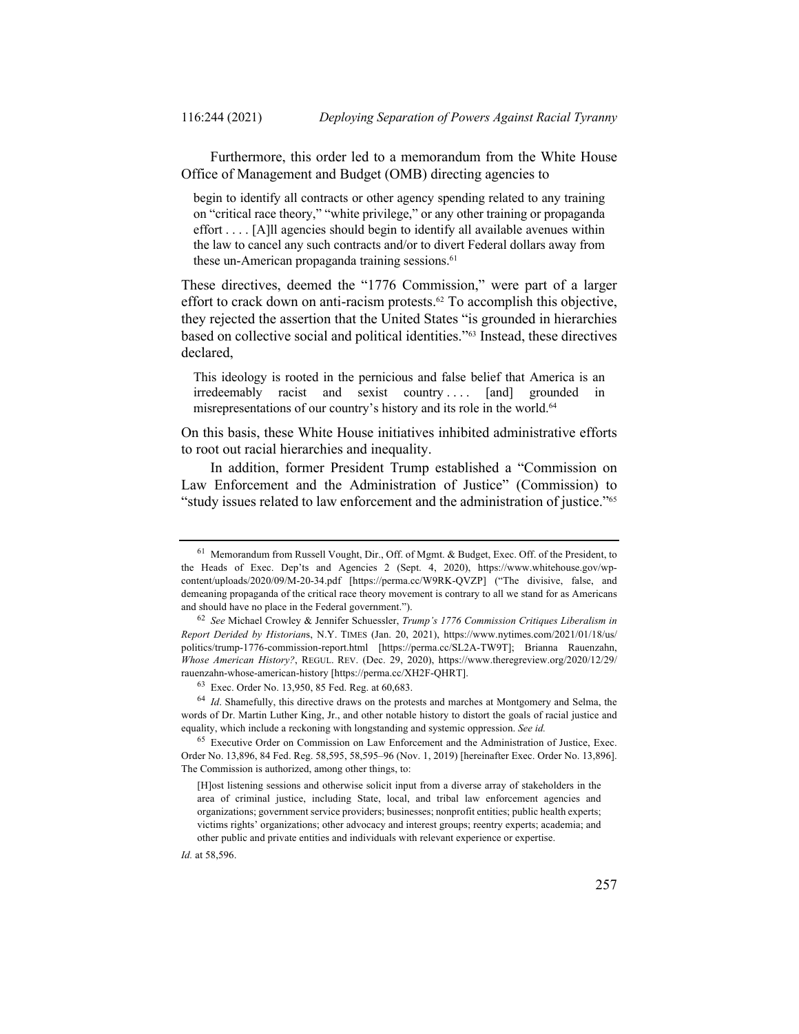Furthermore, this order led to a memorandum from the White House Office of Management and Budget (OMB) directing agencies to

> begin to identify all contracts or other agency spending related to any training on "critical race theory," "white privilege," or any other training or propaganda effort . . . . [A]ll agencies should begin to identify all available avenues within the law to cancel any such contracts and/or to divert Federal dollars away from these un-American propaganda training sessions.[61]

These directives, deemed the "1776 Commission," were part of a larger effort to crack down on anti-racism protests.[62] To accomplish this objective, they rejected the assertion that the United States "is grounded in hierarchies based on collective social and political identities."[63] Instead, these directives declared,

> This ideology is rooted in the pernicious and false belief that America is an irredeemably racist and sexist country . . . . [and] grounded in misrepresentations of our country's history and its role in the world.[64]

On this basis, these White House initiatives inhibited administrative efforts to root out racial hierarchies and inequality.

In addition, former President Trump established a "Commission on Law Enforcement and the Administration of Justice" (Commission) to "study issues related to law enforcement and the administration of justice."[65]

---

[61] Memorandum from Russell Vought, Dir., Off. of Mgmt. & Budget, Exec. Off. of the President, to the Heads of Exec. Dep'ts and Agencies 2 (Sept. 4, 2020), https://www.whitehouse.gov/wp-content/uploads/2020/09/M-20-34.pdf [https://perma.cc/W9RK-QVZP] ("The divisive, false, and demeaning propaganda of the critical race theory movement is contrary to all we stand for as Americans and should have no place in the Federal government.").

[62] *See* Michael Crowley & Jennifer Schuessler, *Trump's 1776 Commission Critiques Liberalism in Report Derided by Historians*, N.Y. TIMES (Jan. 20, 2021), https://www.nytimes.com/2021/01/18/us/politics/trump-1776-commission-report.html [https://perma.cc/SL2A-TW9T]; Brianna Rauenzahn, *Whose American History?*, REGUL. REV. (Dec. 29, 2020), https://www.theregreview.org/2020/12/29/rauenzahn-whose-american-history [https://perma.cc/XH2F-QHRT].

[63] Exec. Order No. 13,950, 85 Fed. Reg. at 60,683.

[64] *Id*. Shamefully, this directive draws on the protests and marches at Montgomery and Selma, the words of Dr. Martin Luther King, Jr., and other notable history to distort the goals of racial justice and equality, which include a reckoning with longstanding and systemic oppression. *See id.*

[65] Executive Order on Commission on Law Enforcement and the Administration of Justice, Exec. Order No. 13,896, 84 Fed. Reg. 58,595, 58,595–96 (Nov. 1, 2019) [hereinafter Exec. Order No. 13,896]. The Commission is authorized, among other things, to:

> [H]ost listening sessions and otherwise solicit input from a diverse array of stakeholders in the area of criminal justice, including State, local, and tribal law enforcement agencies and organizations; government service providers; businesses; nonprofit entities; public health experts; victims rights' organizations; other advocacy and interest groups; reentry experts; academia; and other public and private entities and individuals with relevant experience or expertise.

*Id.* at 58,596.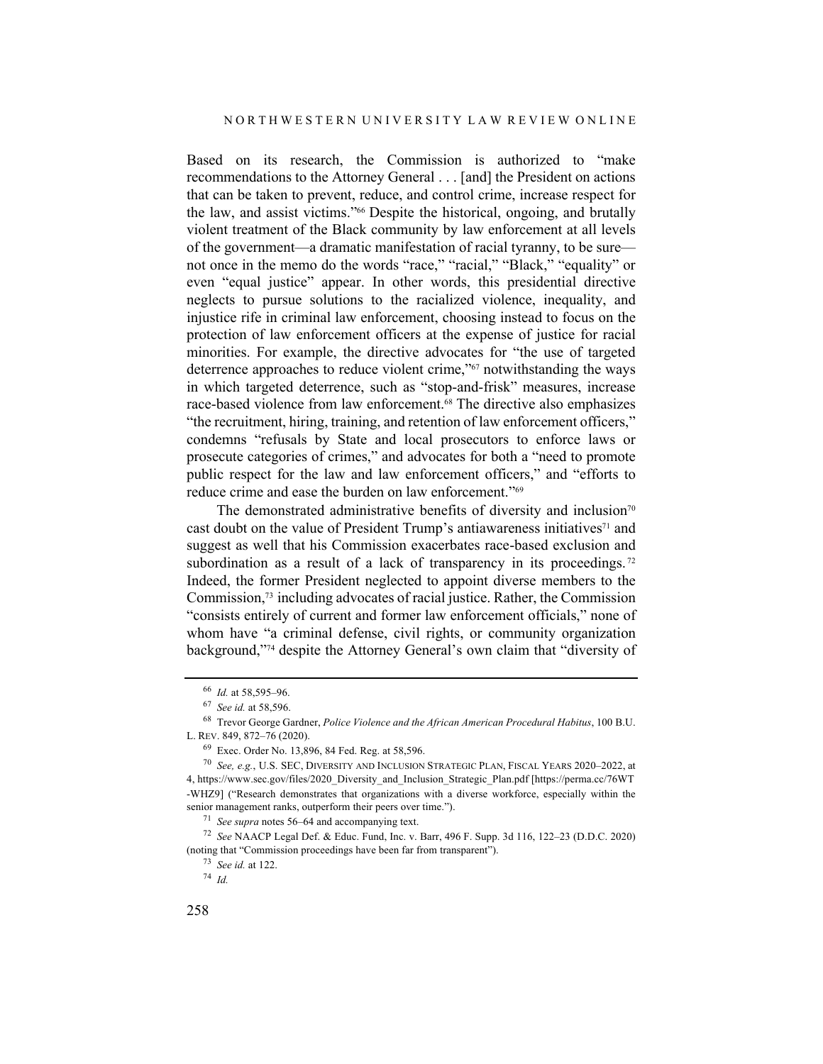Based on its research, the Commission is authorized to "make recommendations to the Attorney General . . . [and] the President on actions that can be taken to prevent, reduce, and control crime, increase respect for the law, and assist victims."[66] Despite the historical, ongoing, and brutally violent treatment of the Black community by law enforcement at all levels of the government—a dramatic manifestation of racial tyranny, to be sure—not once in the memo do the words "race," "racial," "Black," "equality" or even "equal justice" appear. In other words, this presidential directive neglects to pursue solutions to the racialized violence, inequality, and injustice rife in criminal law enforcement, choosing instead to focus on the protection of law enforcement officers at the expense of justice for racial minorities. For example, the directive advocates for "the use of targeted deterrence approaches to reduce violent crime,"[67] notwithstanding the ways in which targeted deterrence, such as "stop-and-frisk" measures, increase race-based violence from law enforcement.[68] The directive also emphasizes "the recruitment, hiring, training, and retention of law enforcement officers," condemns "refusals by State and local prosecutors to enforce laws or prosecute categories of crimes," and advocates for both a "need to promote public respect for the law and law enforcement officers," and "efforts to reduce crime and ease the burden on law enforcement."[69]

The demonstrated administrative benefits of diversity and inclusion[70] cast doubt on the value of President Trump's antiawareness initiatives[71] and suggest as well that his Commission exacerbates race-based exclusion and subordination as a result of a lack of transparency in its proceedings.[72] Indeed, the former President neglected to appoint diverse members to the Commission,[73] including advocates of racial justice. Rather, the Commission "consists entirely of current and former law enforcement officials," none of whom have "a criminal defense, civil rights, or community organization background,"[74] despite the Attorney General's own claim that "diversity of

---

[66] *Id.* at 58,595–96.

[67] *See id.* at 58,596.

[68] Trevor George Gardner, *Police Violence and the African American Procedural Habitus*, 100 B.U. L. REV. 849, 872–76 (2020).

[69] Exec. Order No. 13,896, 84 Fed. Reg. at 58,596.

[70] *See, e.g.*, U.S. SEC, DIVERSITY AND INCLUSION STRATEGIC PLAN, FISCAL YEARS 2020–2022, at 4, https://www.sec.gov/files/2020_Diversity_and_Inclusion_Strategic_Plan.pdf [https://perma.cc/76WT-WHZ9] ("Research demonstrates that organizations with a diverse workforce, especially within the senior management ranks, outperform their peers over time.").

[71] *See supra* notes 56–64 and accompanying text.

[72] *See* NAACP Legal Def. & Educ. Fund, Inc. v. Barr, 496 F. Supp. 3d 116, 122–23 (D.D.C. 2020) (noting that "Commission proceedings have been far from transparent").

[73] *See id.* at 122.

[74] *Id.*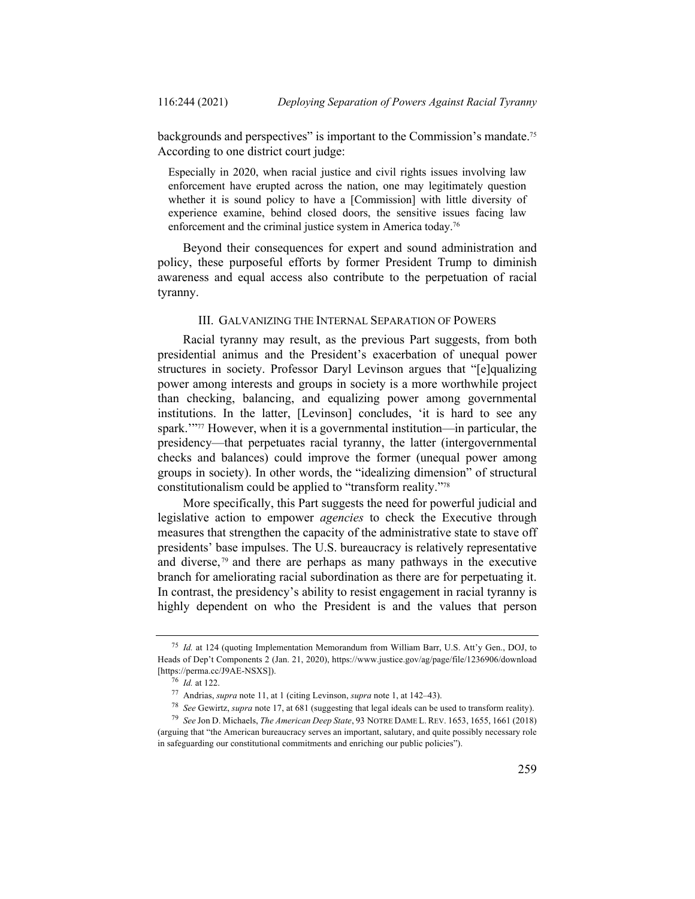backgrounds and perspectives" is important to the Commission's mandate.[75] According to one district court judge:

> Especially in 2020, when racial justice and civil rights issues involving law enforcement have erupted across the nation, one may legitimately question whether it is sound policy to have a [Commission] with little diversity of experience examine, behind closed doors, the sensitive issues facing law enforcement and the criminal justice system in America today.[76]

Beyond their consequences for expert and sound administration and policy, these purposeful efforts by former President Trump to diminish awareness and equal access also contribute to the perpetuation of racial tyranny.

## III. GALVANIZING THE INTERNAL SEPARATION OF POWERS

Racial tyranny may result, as the previous Part suggests, from both presidential animus and the President's exacerbation of unequal power structures in society. Professor Daryl Levinson argues that "[e]qualizing power among interests and groups in society is a more worthwhile project than checking, balancing, and equalizing power among governmental institutions. In the latter, [Levinson] concludes, 'it is hard to see any spark.'"[77] However, when it is a governmental institution—in particular, the presidency—that perpetuates racial tyranny, the latter (intergovernmental checks and balances) could improve the former (unequal power among groups in society). In other words, the "idealizing dimension" of structural constitutionalism could be applied to "transform reality."[78]

More specifically, this Part suggests the need for powerful judicial and legislative action to empower *agencies* to check the Executive through measures that strengthen the capacity of the administrative state to stave off presidents' base impulses. The U.S. bureaucracy is relatively representative and diverse,[79] and there are perhaps as many pathways in the executive branch for ameliorating racial subordination as there are for perpetuating it. In contrast, the presidency's ability to resist engagement in racial tyranny is highly dependent on who the President is and the values that person

---

[75] *Id.* at 124 (quoting Implementation Memorandum from William Barr, U.S. Att'y Gen., DOJ, to Heads of Dep't Components 2 (Jan. 21, 2020), https://www.justice.gov/ag/page/file/1236906/download [https://perma.cc/J9AE-NSXS]).

[76] *Id.* at 122.

[77] Andrias, *supra* note 11, at 1 (citing Levinson, *supra* note 1, at 142–43).

[78] *See* Gewirtz, *supra* note 17, at 681 (suggesting that legal ideals can be used to transform reality).

[79] *See* Jon D. Michaels, *The American Deep State*, 93 NOTRE DAME L. REV. 1653, 1655, 1661 (2018) (arguing that "the American bureaucracy serves an important, salutary, and quite possibly necessary role in safeguarding our constitutional commitments and enriching our public policies").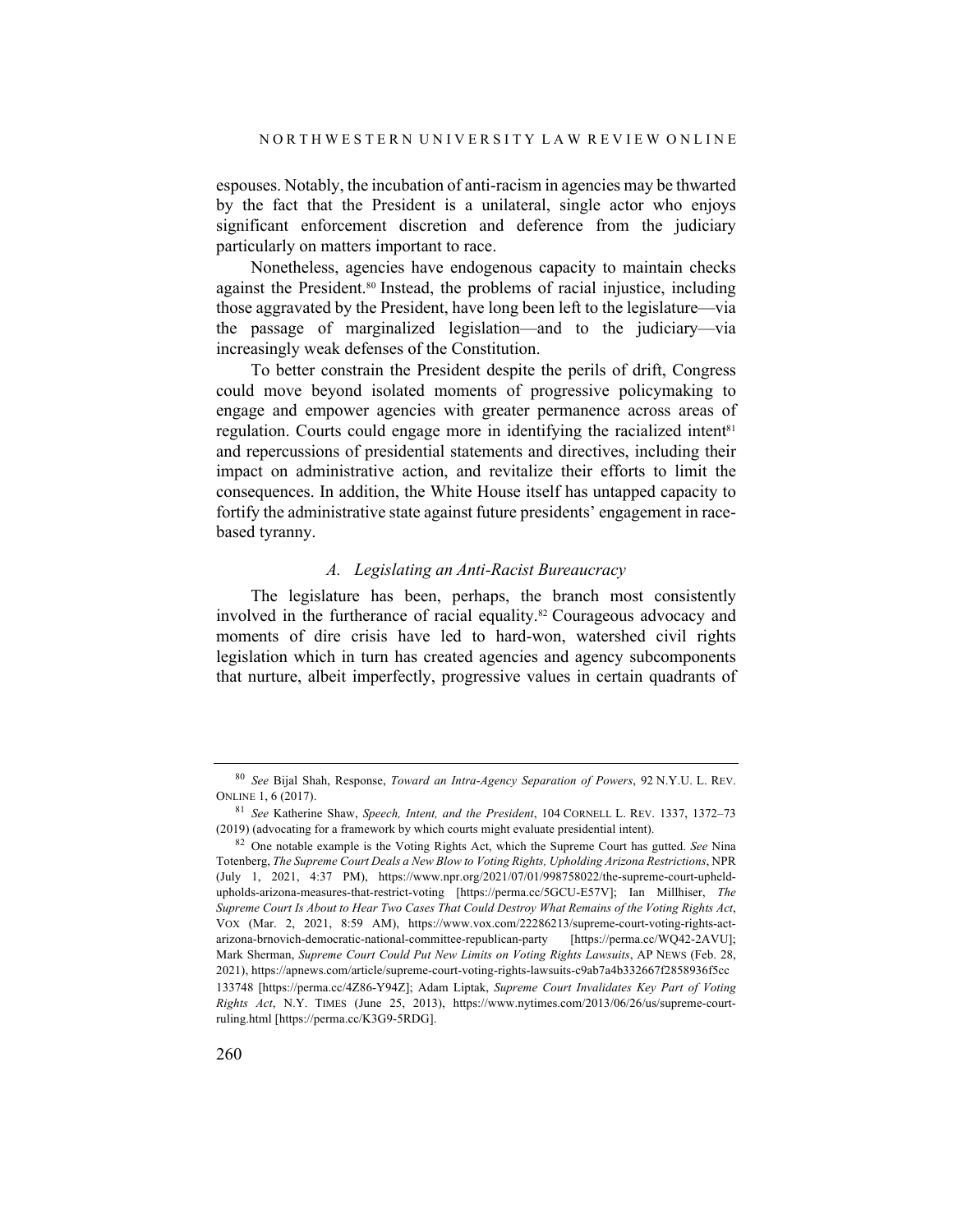espouses. Notably, the incubation of anti-racism in agencies may be thwarted by the fact that the President is a unilateral, single actor who enjoys significant enforcement discretion and deference from the judiciary particularly on matters important to race.

Nonetheless, agencies have endogenous capacity to maintain checks against the President.[80] Instead, the problems of racial injustice, including those aggravated by the President, have long been left to the legislature—via the passage of marginalized legislation—and to the judiciary—via increasingly weak defenses of the Constitution.

To better constrain the President despite the perils of drift, Congress could move beyond isolated moments of progressive policymaking to engage and empower agencies with greater permanence across areas of regulation. Courts could engage more in identifying the racialized intent[81] and repercussions of presidential statements and directives, including their impact on administrative action, and revitalize their efforts to limit the consequences. In addition, the White House itself has untapped capacity to fortify the administrative state against future presidents' engagement in race-based tyranny.

### *A. Legislating an Anti-Racist Bureaucracy*

The legislature has been, perhaps, the branch most consistently involved in the furtherance of racial equality.[82] Courageous advocacy and moments of dire crisis have led to hard-won, watershed civil rights legislation which in turn has created agencies and agency subcomponents that nurture, albeit imperfectly, progressive values in certain quadrants of

---

[80] *See* Bijal Shah, Response, *Toward an Intra-Agency Separation of Powers*, 92 N.Y.U. L. REV. ONLINE 1, 6 (2017).

[81] *See* Katherine Shaw, *Speech, Intent, and the President*, 104 CORNELL L. REV. 1337, 1372–73 (2019) (advocating for a framework by which courts might evaluate presidential intent).

[82] One notable example is the Voting Rights Act, which the Supreme Court has gutted. *See* Nina Totenberg, *The Supreme Court Deals a New Blow to Voting Rights, Upholding Arizona Restrictions*, NPR (July 1, 2021, 4:37 PM), https://www.npr.org/2021/07/01/998758022/the-supreme-court-upheld-upholds-arizona-measures-that-restrict-voting [https://perma.cc/5GCU-E57V]; Ian Millhiser, *The Supreme Court Is About to Hear Two Cases That Could Destroy What Remains of the Voting Rights Act*, VOX (Mar. 2, 2021, 8:59 AM), https://www.vox.com/22286213/supreme-court-voting-rights-act-arizona-brnovich-democratic-national-committee-republican-party [https://perma.cc/WQ42-2AVU]; Mark Sherman, *Supreme Court Could Put New Limits on Voting Rights Lawsuits*, AP NEWS (Feb. 28, 2021), https://apnews.com/article/supreme-court-voting-rights-lawsuits-c9ab7a4b332667f2858936f5cc133748 [https://perma.cc/4Z86-Y94Z]; Adam Liptak, *Supreme Court Invalidates Key Part of Voting Rights Act*, N.Y. TIMES (June 25, 2013), https://www.nytimes.com/2013/06/26/us/supreme-court-ruling.html [https://perma.cc/K3G9-5RDG].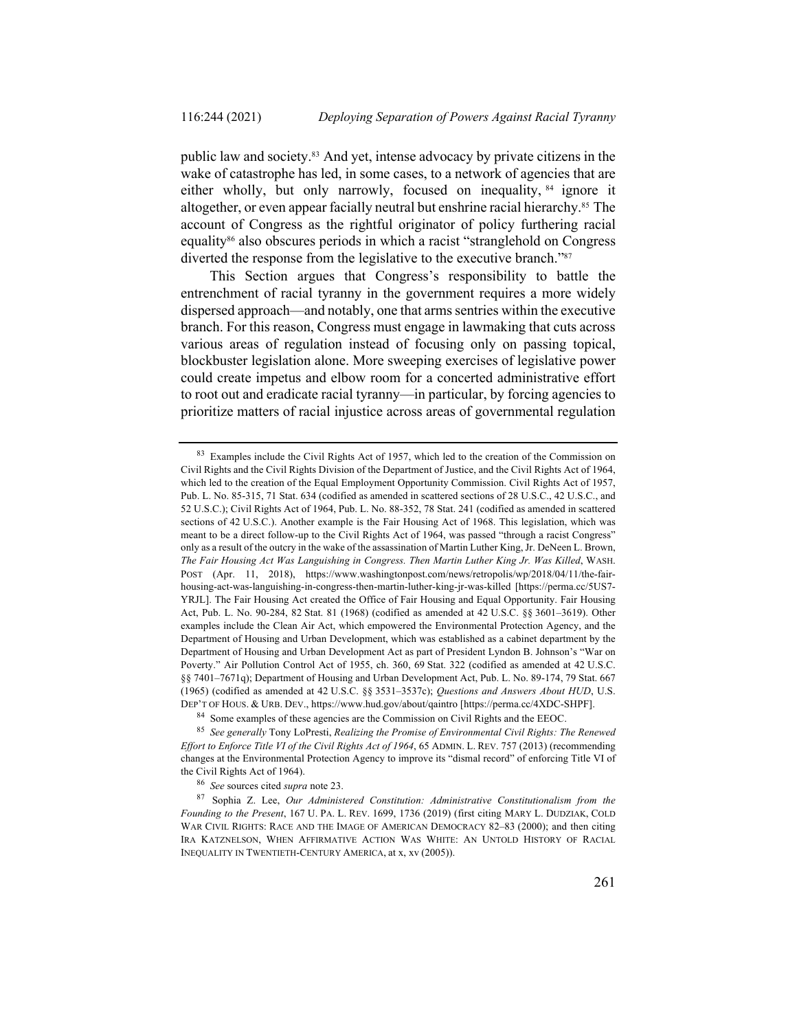public law and society.[83] And yet, intense advocacy by private citizens in the wake of catastrophe has led, in some cases, to a network of agencies that are either wholly, but only narrowly, focused on inequality,[84] ignore it altogether, or even appear facially neutral but enshrine racial hierarchy.[85] The account of Congress as the rightful originator of policy furthering racial equality[86] also obscures periods in which a racist "stranglehold on Congress diverted the response from the legislative to the executive branch."[87]

This Section argues that Congress's responsibility to battle the entrenchment of racial tyranny in the government requires a more widely dispersed approach—and notably, one that arms sentries within the executive branch. For this reason, Congress must engage in lawmaking that cuts across various areas of regulation instead of focusing only on passing topical, blockbuster legislation alone. More sweeping exercises of legislative power could create impetus and elbow room for a concerted administrative effort to root out and eradicate racial tyranny—in particular, by forcing agencies to prioritize matters of racial injustice across areas of governmental regulation

---

[83] Examples include the Civil Rights Act of 1957, which led to the creation of the Commission on Civil Rights and the Civil Rights Division of the Department of Justice, and the Civil Rights Act of 1964, which led to the creation of the Equal Employment Opportunity Commission. Civil Rights Act of 1957, Pub. L. No. 85-315, 71 Stat. 634 (codified as amended in scattered sections of 28 U.S.C., 42 U.S.C., and 52 U.S.C.); Civil Rights Act of 1964, Pub. L. No. 88-352, 78 Stat. 241 (codified as amended in scattered sections of 42 U.S.C.). Another example is the Fair Housing Act of 1968. This legislation, which was meant to be a direct follow-up to the Civil Rights Act of 1964, was passed "through a racist Congress" only as a result of the outcry in the wake of the assassination of Martin Luther King, Jr. DeNeen L. Brown, *The Fair Housing Act Was Languishing in Congress. Then Martin Luther King Jr. Was Killed*, WASH. POST (Apr. 11, 2018), https://www.washingtonpost.com/news/retropolis/wp/2018/04/11/the-fair-housing-act-was-languishing-in-congress-then-martin-luther-king-jr-was-killed [https://perma.cc/5US7-YRJL]. The Fair Housing Act created the Office of Fair Housing and Equal Opportunity. Fair Housing Act, Pub. L. No. 90-284, 82 Stat. 81 (1968) (codified as amended at 42 U.S.C. §§ 3601–3619). Other examples include the Clean Air Act, which empowered the Environmental Protection Agency, and the Department of Housing and Urban Development, which was established as a cabinet department by the Department of Housing and Urban Development Act as part of President Lyndon B. Johnson's "War on Poverty." Air Pollution Control Act of 1955, ch. 360, 69 Stat. 322 (codified as amended at 42 U.S.C. §§ 7401–7671q); Department of Housing and Urban Development Act, Pub. L. No. 89-174, 79 Stat. 667 (1965) (codified as amended at 42 U.S.C. §§ 3531–3537c); *Questions and Answers About HUD*, U.S. DEP'T OF HOUS. & URB. DEV., https://www.hud.gov/about/qaintro [https://perma.cc/4XDC-SHPF].

[84] Some examples of these agencies are the Commission on Civil Rights and the EEOC.

[85] *See generally* Tony LoPresti, *Realizing the Promise of Environmental Civil Rights: The Renewed Effort to Enforce Title VI of the Civil Rights Act of 1964*, 65 ADMIN. L. REV. 757 (2013) (recommending changes at the Environmental Protection Agency to improve its "dismal record" of enforcing Title VI of the Civil Rights Act of 1964).

[86] *See* sources cited *supra* note 23.

[87] Sophia Z. Lee, *Our Administered Constitution: Administrative Constitutionalism from the Founding to the Present*, 167 U. PA. L. REV. 1699, 1736 (2019) (first citing MARY L. DUDZIAK, COLD WAR CIVIL RIGHTS: RACE AND THE IMAGE OF AMERICAN DEMOCRACY 82–83 (2000); and then citing IRA KATZNELSON, WHEN AFFIRMATIVE ACTION WAS WHITE: AN UNTOLD HISTORY OF RACIAL INEQUALITY IN TWENTIETH-CENTURY AMERICA, at x, xv (2005)).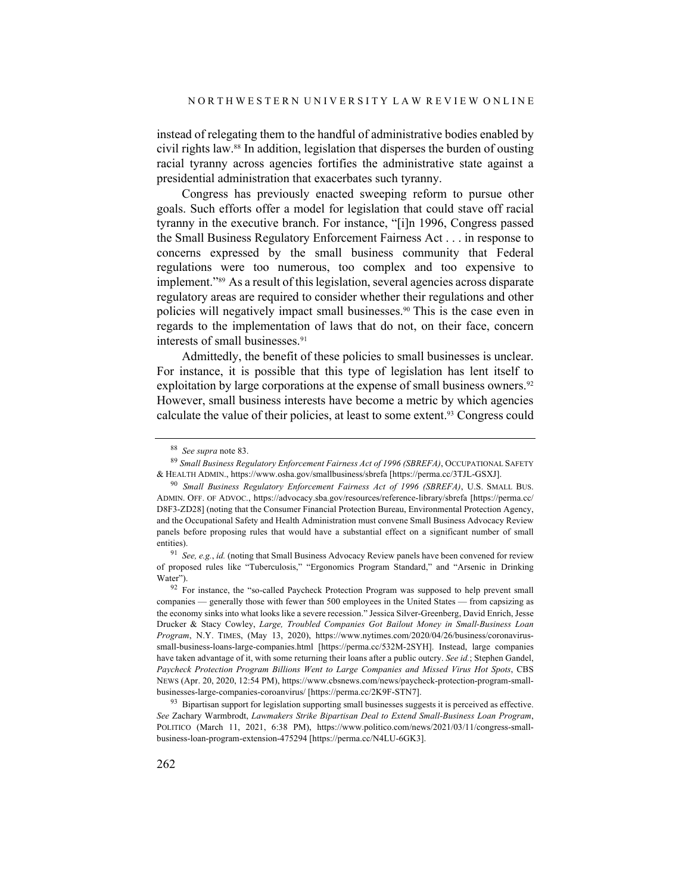instead of relegating them to the handful of administrative bodies enabled by civil rights law.[88] In addition, legislation that disperses the burden of ousting racial tyranny across agencies fortifies the administrative state against a presidential administration that exacerbates such tyranny.

Congress has previously enacted sweeping reform to pursue other goals. Such efforts offer a model for legislation that could stave off racial tyranny in the executive branch. For instance, "[i]n 1996, Congress passed the Small Business Regulatory Enforcement Fairness Act . . . in response to concerns expressed by the small business community that Federal regulations were too numerous, too complex and too expensive to implement."[89] As a result of this legislation, several agencies across disparate regulatory areas are required to consider whether their regulations and other policies will negatively impact small businesses.[90] This is the case even in regards to the implementation of laws that do not, on their face, concern interests of small businesses.[91]

Admittedly, the benefit of these policies to small businesses is unclear. For instance, it is possible that this type of legislation has lent itself to exploitation by large corporations at the expense of small business owners.[92] However, small business interests have become a metric by which agencies calculate the value of their policies, at least to some extent.[93] Congress could

---

[88] *See supra* note 83.

[89] *Small Business Regulatory Enforcement Fairness Act of 1996 (SBREFA)*, OCCUPATIONAL SAFETY & HEALTH ADMIN., https://www.osha.gov/smallbusiness/sbrefa [https://perma.cc/3TJL-GSXJ].

[90] *Small Business Regulatory Enforcement Fairness Act of 1996 (SBREFA)*, U.S. SMALL BUS. ADMIN. OFF. OF ADVOC., https://advocacy.sba.gov/resources/reference-library/sbrefa [https://perma.cc/D8F3-ZD28] (noting that the Consumer Financial Protection Bureau, Environmental Protection Agency, and the Occupational Safety and Health Administration must convene Small Business Advocacy Review panels before proposing rules that would have a substantial effect on a significant number of small entities).

[91] *See, e.g.*, *id.* (noting that Small Business Advocacy Review panels have been convened for review of proposed rules like "Tuberculosis," "Ergonomics Program Standard," and "Arsenic in Drinking Water").

[92] For instance, the "so-called Paycheck Protection Program was supposed to help prevent small companies — generally those with fewer than 500 employees in the United States — from capsizing as the economy sinks into what looks like a severe recession." Jessica Silver-Greenberg, David Enrich, Jesse Drucker & Stacy Cowley, *Large, Troubled Companies Got Bailout Money in Small-Business Loan Program*, N.Y. TIMES, (May 13, 2020), https://www.nytimes.com/2020/04/26/business/coronavirus-small-business-loans-large-companies.html [https://perma.cc/532M-2SYH]. Instead, large companies have taken advantage of it, with some returning their loans after a public outcry. *See id.*; Stephen Gandel, *Paycheck Protection Program Billions Went to Large Companies and Missed Virus Hot Spots*, CBS NEWS (Apr. 20, 2020, 12:54 PM), https://www.cbsnews.com/news/paycheck-protection-program-small-businesses-large-companies-coroanvirus/ [https://perma.cc/2K9F-STN7].

[93] Bipartisan support for legislation supporting small businesses suggests it is perceived as effective. *See* Zachary Warmbrodt, *Lawmakers Strike Bipartisan Deal to Extend Small-Business Loan Program*, POLITICO (March 11, 2021, 6:38 PM), https://www.politico.com/news/2021/03/11/congress-small-business-loan-program-extension-475294 [https://perma.cc/N4LU-6GK3].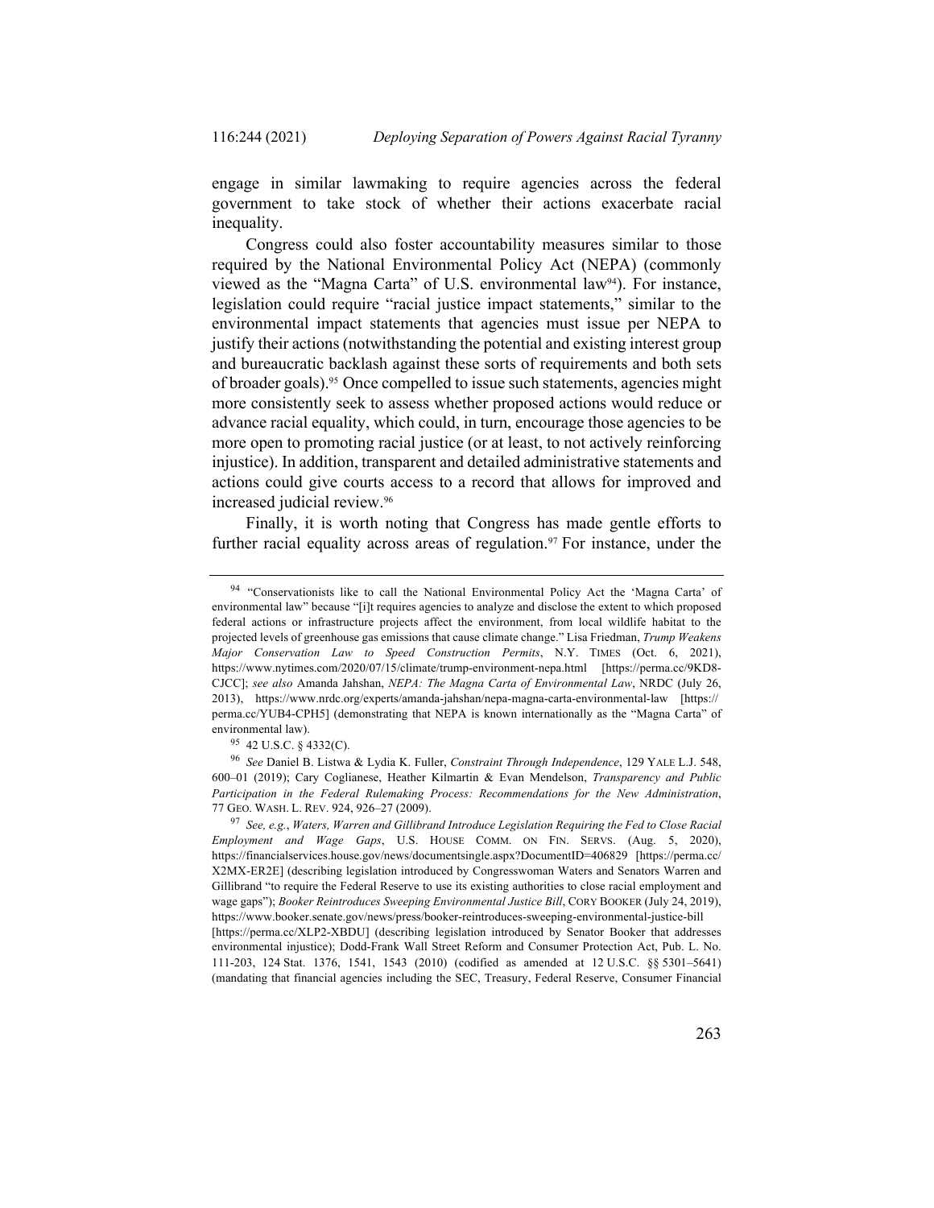engage in similar lawmaking to require agencies across the federal government to take stock of whether their actions exacerbate racial inequality.

Congress could also foster accountability measures similar to those required by the National Environmental Policy Act (NEPA) (commonly viewed as the "Magna Carta" of U.S. environmental law[94]). For instance, legislation could require "racial justice impact statements," similar to the environmental impact statements that agencies must issue per NEPA to justify their actions (notwithstanding the potential and existing interest group and bureaucratic backlash against these sorts of requirements and both sets of broader goals).[95] Once compelled to issue such statements, agencies might more consistently seek to assess whether proposed actions would reduce or advance racial equality, which could, in turn, encourage those agencies to be more open to promoting racial justice (or at least, to not actively reinforcing injustice). In addition, transparent and detailed administrative statements and actions could give courts access to a record that allows for improved and increased judicial review.[96]

Finally, it is worth noting that Congress has made gentle efforts to further racial equality across areas of regulation.[97] For instance, under the

---

[94] "Conservationists like to call the National Environmental Policy Act the 'Magna Carta' of environmental law" because "[i]t requires agencies to analyze and disclose the extent to which proposed federal actions or infrastructure projects affect the environment, from local wildlife habitat to the projected levels of greenhouse gas emissions that cause climate change." Lisa Friedman, *Trump Weakens Major Conservation Law to Speed Construction Permits*, N.Y. TIMES (Oct. 6, 2021), https://www.nytimes.com/2020/07/15/climate/trump-environment-nepa.html [https://perma.cc/9KD8-CJCC]; *see also* Amanda Jahshan, *NEPA: The Magna Carta of Environmental Law*, NRDC (July 26, 2013), https://www.nrdc.org/experts/amanda-jahshan/nepa-magna-carta-environmental-law [https://perma.cc/YUB4-CPH5] (demonstrating that NEPA is known internationally as the "Magna Carta" of environmental law).

[95] 42 U.S.C. § 4332(C).

[96] *See* Daniel B. Listwa & Lydia K. Fuller, *Constraint Through Independence*, 129 YALE L.J. 548, 600–01 (2019); Cary Coglianese, Heather Kilmartin & Evan Mendelson, *Transparency and Public Participation in the Federal Rulemaking Process: Recommendations for the New Administration*, 77 GEO. WASH. L. REV. 924, 926–27 (2009).

[97] *See, e.g.*, *Waters, Warren and Gillibrand Introduce Legislation Requiring the Fed to Close Racial Employment and Wage Gaps*, U.S. HOUSE COMM. ON FIN. SERVS. (Aug. 5, 2020), https://financialservices.house.gov/news/documentsingle.aspx?DocumentID=406829 [https://perma.cc/X2MX-ER2E] (describing legislation introduced by Congresswoman Waters and Senators Warren and Gillibrand "to require the Federal Reserve to use its existing authorities to close racial employment and wage gaps"); *Booker Reintroduces Sweeping Environmental Justice Bill*, CORY BOOKER (July 24, 2019), https://www.booker.senate.gov/news/press/booker-reintroduces-sweeping-environmental-justice-bill [https://perma.cc/XLP2-XBDU] (describing legislation introduced by Senator Booker that addresses environmental injustice); Dodd-Frank Wall Street Reform and Consumer Protection Act, Pub. L. No. 111-203, 124 Stat. 1376, 1541, 1543 (2010) (codified as amended at 12 U.S.C. §§ 5301–5641) (mandating that financial agencies including the SEC, Treasury, Federal Reserve, Consumer Financial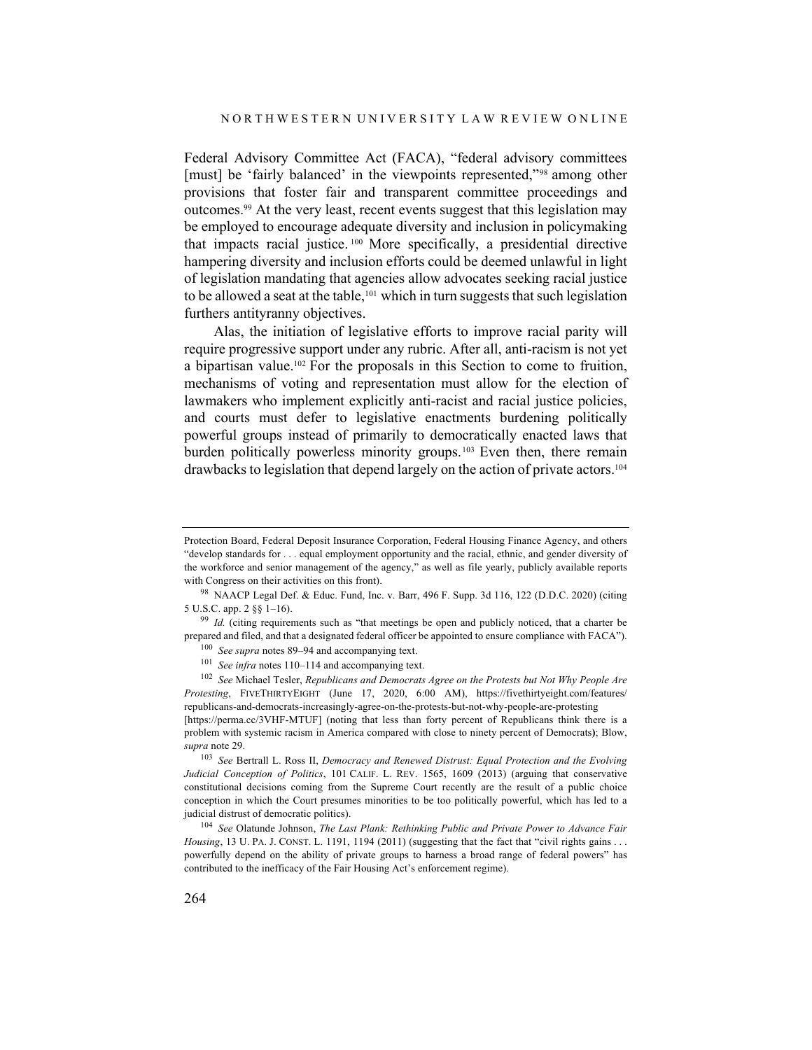Federal Advisory Committee Act (FACA), "federal advisory committees [must] be 'fairly balanced' in the viewpoints represented,"[98] among other provisions that foster fair and transparent committee proceedings and outcomes.[99] At the very least, recent events suggest that this legislation may be employed to encourage adequate diversity and inclusion in policymaking that impacts racial justice.[100] More specifically, a presidential directive hampering diversity and inclusion efforts could be deemed unlawful in light of legislation mandating that agencies allow advocates seeking racial justice to be allowed a seat at the table,[101] which in turn suggests that such legislation furthers antityranny objectives.

Alas, the initiation of legislative efforts to improve racial parity will require progressive support under any rubric. After all, anti-racism is not yet a bipartisan value.[102] For the proposals in this Section to come to fruition, mechanisms of voting and representation must allow for the election of lawmakers who implement explicitly anti-racist and racial justice policies, and courts must defer to legislative enactments burdening politically powerful groups instead of primarily to democratically enacted laws that burden politically powerless minority groups.[103] Even then, there remain drawbacks to legislation that depend largely on the action of private actors.[104]

---

Protection Board, Federal Deposit Insurance Corporation, Federal Housing Finance Agency, and others "develop standards for . . . equal employment opportunity and the racial, ethnic, and gender diversity of the workforce and senior management of the agency," as well as file yearly, publicly available reports with Congress on their activities on this front).

[98] NAACP Legal Def. & Educ. Fund, Inc. v. Barr, 496 F. Supp. 3d 116, 122 (D.D.C. 2020) (citing 5 U.S.C. app. 2 §§ 1–16).

[99] *Id.* (citing requirements such as "that meetings be open and publicly noticed, that a charter be prepared and filed, and that a designated federal officer be appointed to ensure compliance with FACA").

[100] *See supra* notes 89–94 and accompanying text.

[101] *See infra* notes 110–114 and accompanying text.

[102] *See* Michael Tesler, *Republicans and Democrats Agree on the Protests but Not Why People Are Protesting*, FIVETHIRTYEIGHT (June 17, 2020, 6:00 AM), https://fivethirtyeight.com/features/republicans-and-democrats-increasingly-agree-on-the-protests-but-not-why-people-are-protesting [https://perma.cc/3VHF-MTUF] (noting that less than forty percent of Republicans think there is a problem with systemic racism in America compared with close to ninety percent of Democrats); Blow, *supra* note 29.

[103] *See* Bertrall L. Ross II, *Democracy and Renewed Distrust: Equal Protection and the Evolving Judicial Conception of Politics*, 101 CALIF. L. REV. 1565, 1609 (2013) (arguing that conservative constitutional decisions coming from the Supreme Court recently are the result of a public choice conception in which the Court presumes minorities to be too politically powerful, which has led to a judicial distrust of democratic politics).

[104] *See* Olatunde Johnson, *The Last Plank: Rethinking Public and Private Power to Advance Fair Housing*, 13 U. PA. J. CONST. L. 1191, 1194 (2011) (suggesting that the fact that "civil rights gains . . . powerfully depend on the ability of private groups to harness a broad range of federal powers" has contributed to the inefficacy of the Fair Housing Act's enforcement regime).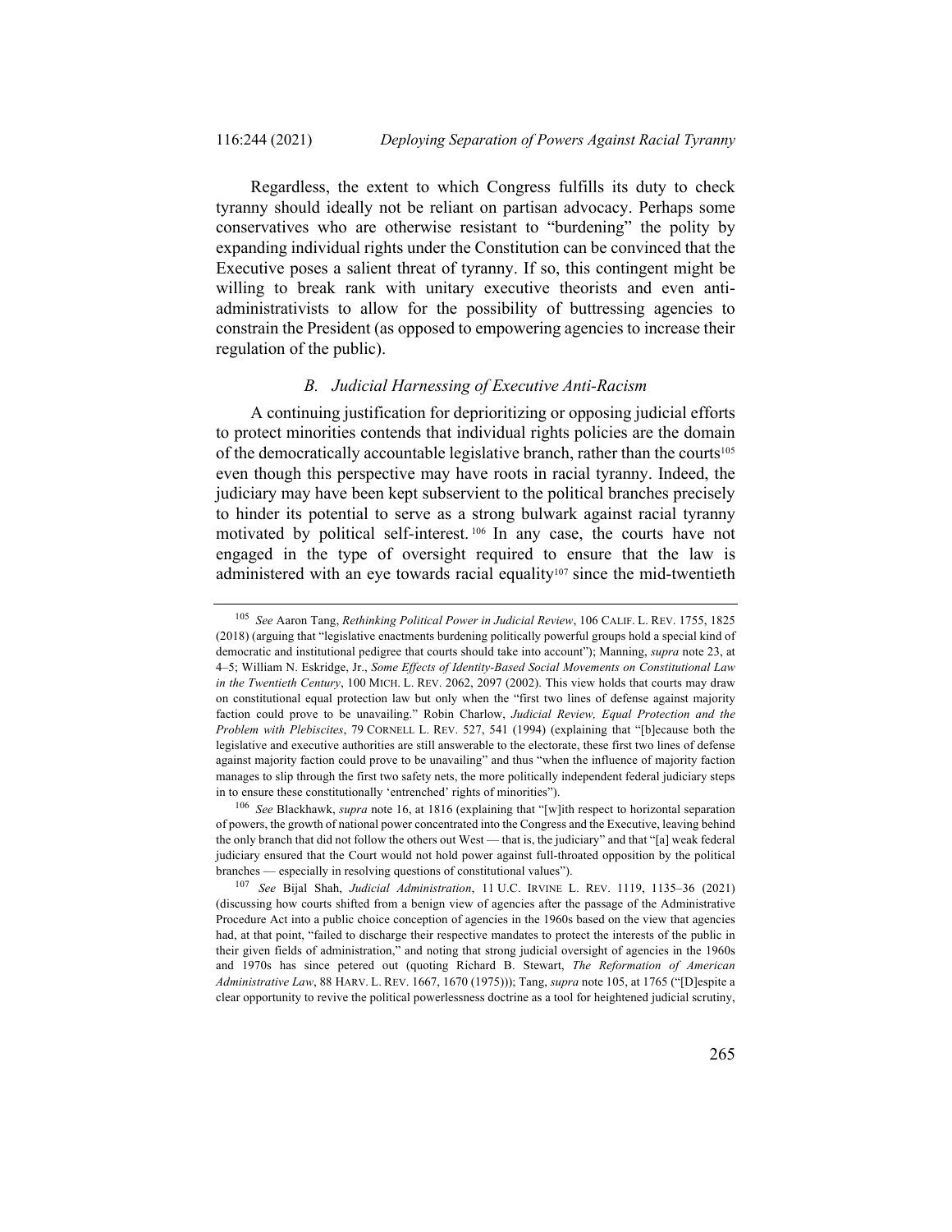Regardless, the extent to which Congress fulfills its duty to check tyranny should ideally not be reliant on partisan advocacy. Perhaps some conservatives who are otherwise resistant to "burdening" the polity by expanding individual rights under the Constitution can be convinced that the Executive poses a salient threat of tyranny. If so, this contingent might be willing to break rank with unitary executive theorists and even anti-administrativists to allow for the possibility of buttressing agencies to constrain the President (as opposed to empowering agencies to increase their regulation of the public).

### *B. Judicial Harnessing of Executive Anti-Racism*

A continuing justification for deprioritizing or opposing judicial efforts to protect minorities contends that individual rights policies are the domain of the democratically accountable legislative branch, rather than the courts[105] even though this perspective may have roots in racial tyranny. Indeed, the judiciary may have been kept subservient to the political branches precisely to hinder its potential to serve as a strong bulwark against racial tyranny motivated by political self-interest.[106] In any case, the courts have not engaged in the type of oversight required to ensure that the law is administered with an eye towards racial equality[107] since the mid-twentieth

---

[105] *See* Aaron Tang, *Rethinking Political Power in Judicial Review*, 106 CALIF. L. REV. 1755, 1825 (2018) (arguing that "legislative enactments burdening politically powerful groups hold a special kind of democratic and institutional pedigree that courts should take into account"); Manning, *supra* note 23, at 4–5; William N. Eskridge, Jr., *Some Effects of Identity-Based Social Movements on Constitutional Law in the Twentieth Century*, 100 MICH. L. REV. 2062, 2097 (2002). This view holds that courts may draw on constitutional equal protection law but only when the "first two lines of defense against majority faction could prove to be unavailing." Robin Charlow, *Judicial Review, Equal Protection and the Problem with Plebiscites*, 79 CORNELL L. REV. 527, 541 (1994) (explaining that "[b]ecause both the legislative and executive authorities are still answerable to the electorate, these first two lines of defense against majority faction could prove to be unavailing" and thus "when the influence of majority faction manages to slip through the first two safety nets, the more politically independent federal judiciary steps in to ensure these constitutionally 'entrenched' rights of minorities").

[106] *See* Blackhawk, *supra* note 16, at 1816 (explaining that "[w]ith respect to horizontal separation of powers, the growth of national power concentrated into the Congress and the Executive, leaving behind the only branch that did not follow the others out West — that is, the judiciary" and that "[a] weak federal judiciary ensured that the Court would not hold power against full-throated opposition by the political branches — especially in resolving questions of constitutional values").

[107] *See* Bijal Shah, *Judicial Administration*, 11 U.C. IRVINE L. REV. 1119, 1135–36 (2021) (discussing how courts shifted from a benign view of agencies after the passage of the Administrative Procedure Act into a public choice conception of agencies in the 1960s based on the view that agencies had, at that point, "failed to discharge their respective mandates to protect the interests of the public in their given fields of administration," and noting that strong judicial oversight of agencies in the 1960s and 1970s has since petered out (quoting Richard B. Stewart, *The Reformation of American Administrative Law*, 88 HARV. L. REV. 1667, 1670 (1975))); Tang, *supra* note 105, at 1765 ("[D]espite a clear opportunity to revive the political powerlessness doctrine as a tool for heightened judicial scrutiny,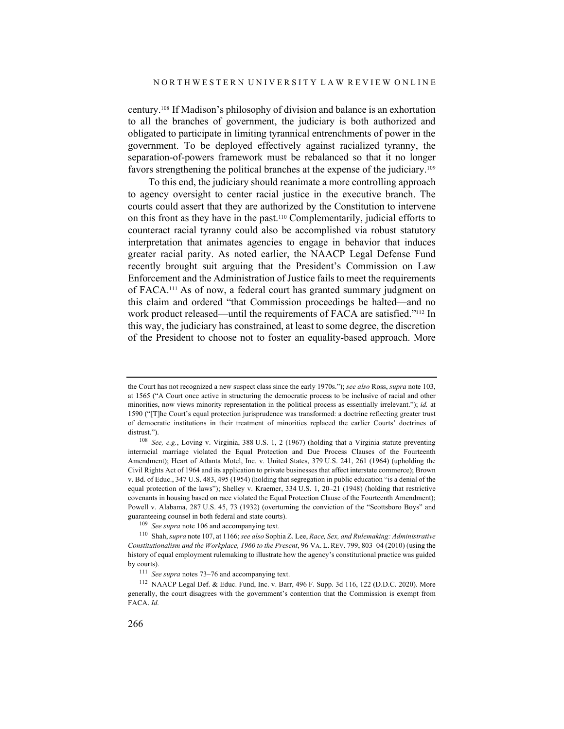century.[108] If Madison's philosophy of division and balance is an exhortation to all the branches of government, the judiciary is both authorized and obligated to participate in limiting tyrannical entrenchments of power in the government. To be deployed effectively against racialized tyranny, the separation-of-powers framework must be rebalanced so that it no longer favors strengthening the political branches at the expense of the judiciary.[109]

To this end, the judiciary should reanimate a more controlling approach to agency oversight to center racial justice in the executive branch. The courts could assert that they are authorized by the Constitution to intervene on this front as they have in the past.[110] Complementarily, judicial efforts to counteract racial tyranny could also be accomplished via robust statutory interpretation that animates agencies to engage in behavior that induces greater racial parity. As noted earlier, the NAACP Legal Defense Fund recently brought suit arguing that the President's Commission on Law Enforcement and the Administration of Justice fails to meet the requirements of FACA.[111] As of now, a federal court has granted summary judgment on this claim and ordered "that Commission proceedings be halted—and no work product released—until the requirements of FACA are satisfied."[112] In this way, the judiciary has constrained, at least to some degree, the discretion of the President to choose not to foster an equality-based approach. More

---

the Court has not recognized a new suspect class since the early 1970s."); *see also* Ross, *supra* note 103, at 1565 ("A Court once active in structuring the democratic process to be inclusive of racial and other minorities, now views minority representation in the political process as essentially irrelevant."); *id.* at 1590 ("[T]he Court's equal protection jurisprudence was transformed: a doctrine reflecting greater trust of democratic institutions in their treatment of minorities replaced the earlier Courts' doctrines of distrust.").

[108] *See, e.g.*, Loving v. Virginia, 388 U.S. 1, 2 (1967) (holding that a Virginia statute preventing interracial marriage violated the Equal Protection and Due Process Clauses of the Fourteenth Amendment); Heart of Atlanta Motel, Inc. v. United States, 379 U.S. 241, 261 (1964) (upholding the Civil Rights Act of 1964 and its application to private businesses that affect interstate commerce); Brown v. Bd. of Educ., 347 U.S. 483, 495 (1954) (holding that segregation in public education "is a denial of the equal protection of the laws"); Shelley v. Kraemer, 334 U.S. 1, 20–21 (1948) (holding that restrictive covenants in housing based on race violated the Equal Protection Clause of the Fourteenth Amendment); Powell v. Alabama, 287 U.S. 45, 73 (1932) (overturning the conviction of the "Scottsboro Boys" and guaranteeing counsel in both federal and state courts).

[109] *See supra* note 106 and accompanying text.

[110] Shah, *supra* note 107, at 1166; *see also* Sophia Z. Lee, *Race, Sex, and Rulemaking: Administrative Constitutionalism and the Workplace, 1960 to the Present*, 96 VA. L. REV. 799, 803–04 (2010) (using the history of equal employment rulemaking to illustrate how the agency's constitutional practice was guided by courts).

[111] *See supra* notes 73–76 and accompanying text.

[112] NAACP Legal Def. & Educ. Fund, Inc. v. Barr, 496 F. Supp. 3d 116, 122 (D.D.C. 2020). More generally, the court disagrees with the government's contention that the Commission is exempt from FACA. *Id.*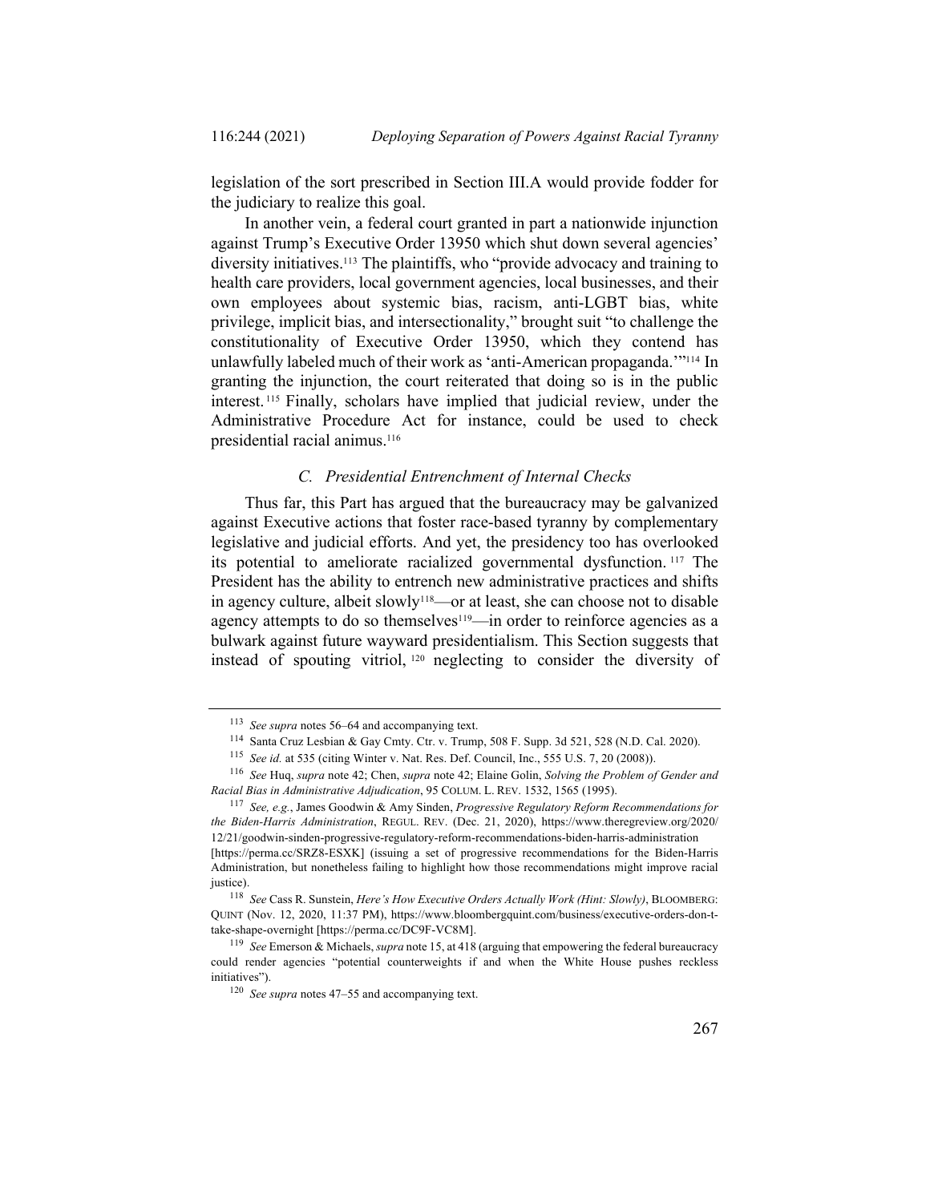legislation of the sort prescribed in Section III.A would provide fodder for the judiciary to realize this goal.

In another vein, a federal court granted in part a nationwide injunction against Trump's Executive Order 13950 which shut down several agencies' diversity initiatives.[113] The plaintiffs, who "provide advocacy and training to health care providers, local government agencies, local businesses, and their own employees about systemic bias, racism, anti-LGBT bias, white privilege, implicit bias, and intersectionality," brought suit "to challenge the constitutionality of Executive Order 13950, which they contend has unlawfully labeled much of their work as 'anti-American propaganda.'"[114] In granting the injunction, the court reiterated that doing so is in the public interest.[115] Finally, scholars have implied that judicial review, under the Administrative Procedure Act for instance, could be used to check presidential racial animus.[116]

### *C. Presidential Entrenchment of Internal Checks*

Thus far, this Part has argued that the bureaucracy may be galvanized against Executive actions that foster race-based tyranny by complementary legislative and judicial efforts. And yet, the presidency too has overlooked its potential to ameliorate racialized governmental dysfunction.[117] The President has the ability to entrench new administrative practices and shifts in agency culture, albeit slowly[118]—or at least, she can choose not to disable agency attempts to do so themselves[119]—in order to reinforce agencies as a bulwark against future wayward presidentialism. This Section suggests that instead of spouting vitriol,[120] neglecting to consider the diversity of

---

[113] *See supra* notes 56–64 and accompanying text.

[114] Santa Cruz Lesbian & Gay Cmty. Ctr. v. Trump, 508 F. Supp. 3d 521, 528 (N.D. Cal. 2020).

[115] *See id.* at 535 (citing Winter v. Nat. Res. Def. Council, Inc., 555 U.S. 7, 20 (2008)).

[116] *See* Huq, *supra* note 42; Chen, *supra* note 42; Elaine Golin, *Solving the Problem of Gender and Racial Bias in Administrative Adjudication*, 95 COLUM. L. REV. 1532, 1565 (1995).

[117] *See, e.g.*, James Goodwin & Amy Sinden, *Progressive Regulatory Reform Recommendations for the Biden-Harris Administration*, REGUL. REV. (Dec. 21, 2020), https://www.theregreview.org/2020/12/21/goodwin-sinden-progressive-regulatory-reform-recommendations-biden-harris-administration [https://perma.cc/SRZ8-ESXK] (issuing a set of progressive recommendations for the Biden-Harris Administration, but nonetheless failing to highlight how those recommendations might improve racial justice).

[118] *See* Cass R. Sunstein, *Here's How Executive Orders Actually Work (Hint: Slowly)*, BLOOMBERG: QUINT (Nov. 12, 2020, 11:37 PM), https://www.bloombergquint.com/business/executive-orders-don-t-take-shape-overnight [https://perma.cc/DC9F-VC8M].

[119] *See* Emerson & Michaels, *supra* note 15, at 418 (arguing that empowering the federal bureaucracy could render agencies "potential counterweights if and when the White House pushes reckless initiatives").

[120] *See supra* notes 47–55 and accompanying text.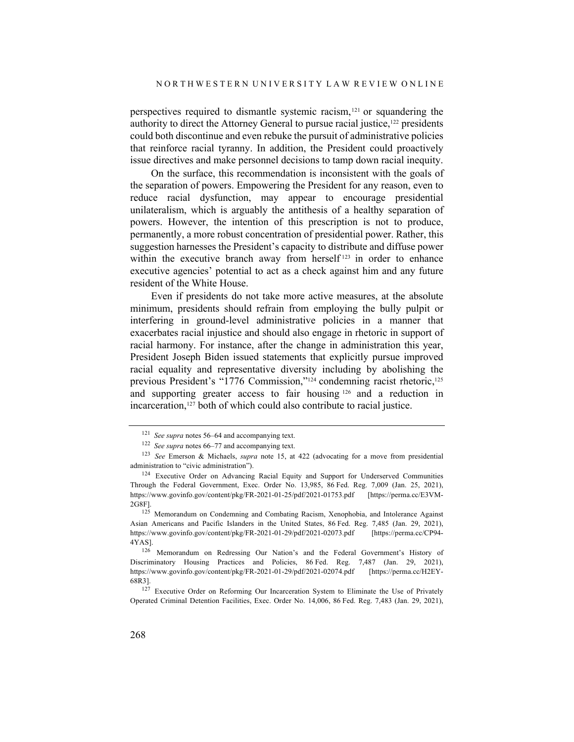perspectives required to dismantle systemic racism,[121] or squandering the authority to direct the Attorney General to pursue racial justice,[122] presidents could both discontinue and even rebuke the pursuit of administrative policies that reinforce racial tyranny. In addition, the President could proactively issue directives and make personnel decisions to tamp down racial inequity.

On the surface, this recommendation is inconsistent with the goals of the separation of powers. Empowering the President for any reason, even to reduce racial dysfunction, may appear to encourage presidential unilateralism, which is arguably the antithesis of a healthy separation of powers. However, the intention of this prescription is not to produce, permanently, a more robust concentration of presidential power. Rather, this suggestion harnesses the President's capacity to distribute and diffuse power within the executive branch away from herself[123] in order to enhance executive agencies' potential to act as a check against him and any future resident of the White House.

Even if presidents do not take more active measures, at the absolute minimum, presidents should refrain from employing the bully pulpit or interfering in ground-level administrative policies in a manner that exacerbates racial injustice and should also engage in rhetoric in support of racial harmony. For instance, after the change in administration this year, President Joseph Biden issued statements that explicitly pursue improved racial equality and representative diversity including by abolishing the previous President's "1776 Commission,"[124] condemning racist rhetoric,[125] and supporting greater access to fair housing[126] and a reduction in incarceration,[127] both of which could also contribute to racial justice.

---

[121] *See supra* notes 56–64 and accompanying text.

[122] *See supra* notes 66–77 and accompanying text.

[123] *See* Emerson & Michaels, *supra* note 15, at 422 (advocating for a move from presidential administration to "civic administration").

[124] Executive Order on Advancing Racial Equity and Support for Underserved Communities Through the Federal Government, Exec. Order No. 13,985, 86 Fed. Reg. 7,009 (Jan. 25, 2021), https://www.govinfo.gov/content/pkg/FR-2021-01-25/pdf/2021-01753.pdf [https://perma.cc/E3VM-2G8F].

[125] Memorandum on Condemning and Combating Racism, Xenophobia, and Intolerance Against Asian Americans and Pacific Islanders in the United States, 86 Fed. Reg. 7,485 (Jan. 29, 2021), https://www.govinfo.gov/content/pkg/FR-2021-01-29/pdf/2021-02073.pdf [https://perma.cc/CP94-4YAS].

[126] Memorandum on Redressing Our Nation's and the Federal Government's History of Discriminatory Housing Practices and Policies, 86 Fed. Reg. 7,487 (Jan. 29, 2021), https://www.govinfo.gov/content/pkg/FR-2021-01-29/pdf/2021-02074.pdf [https://perma.cc/H2EY-68R3].

[127] Executive Order on Reforming Our Incarceration System to Eliminate the Use of Privately Operated Criminal Detention Facilities, Exec. Order No. 14,006, 86 Fed. Reg. 7,483 (Jan. 29, 2021),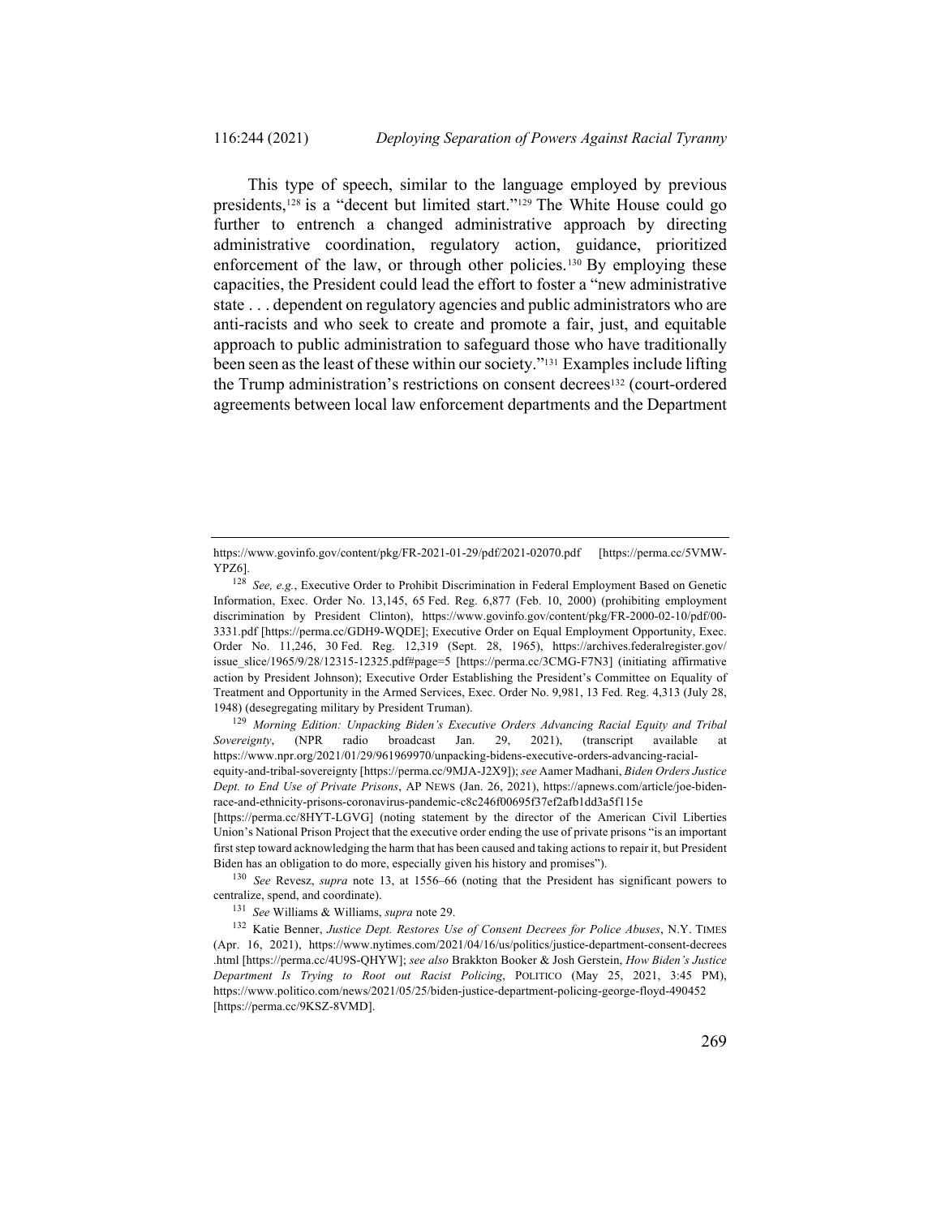This type of speech, similar to the language employed by previous presidents,[128] is a "decent but limited start."[129] The White House could go further to entrench a changed administrative approach by directing administrative coordination, regulatory action, guidance, prioritized enforcement of the law, or through other policies.[130] By employing these capacities, the President could lead the effort to foster a "new administrative state . . . dependent on regulatory agencies and public administrators who are anti-racists and who seek to create and promote a fair, just, and equitable approach to public administration to safeguard those who have traditionally been seen as the least of these within our society."[131] Examples include lifting the Trump administration's restrictions on consent decrees[132] (court-ordered agreements between local law enforcement departments and the Department

---

https://www.govinfo.gov/content/pkg/FR-2021-01-29/pdf/2021-02070.pdf [https://perma.cc/5VMW-YPZ6].

[128] *See, e.g.*, Executive Order to Prohibit Discrimination in Federal Employment Based on Genetic Information, Exec. Order No. 13,145, 65 Fed. Reg. 6,877 (Feb. 10, 2000) (prohibiting employment discrimination by President Clinton), https://www.govinfo.gov/content/pkg/FR-2000-02-10/pdf/00-3331.pdf [https://perma.cc/GDH9-WQDE]; Executive Order on Equal Employment Opportunity, Exec. Order No. 11,246, 30 Fed. Reg. 12,319 (Sept. 28, 1965), https://archives.federalregister.gov/issue_slice/1965/9/28/12315-12325.pdf#page=5 [https://perma.cc/3CMG-F7N3] (initiating affirmative action by President Johnson); Executive Order Establishing the President's Committee on Equality of Treatment and Opportunity in the Armed Services, Exec. Order No. 9,981, 13 Fed. Reg. 4,313 (July 28, 1948) (desegregating military by President Truman).

[129] *Morning Edition: Unpacking Biden's Executive Orders Advancing Racial Equity and Tribal Sovereignty*, (NPR radio broadcast Jan. 29, 2021), (transcript available at https://www.npr.org/2021/01/29/961969970/unpacking-bidens-executive-orders-advancing-racial-equity-and-tribal-sovereignty [https://perma.cc/9MJA-J2X9]); *see* Aamer Madhani, *Biden Orders Justice Dept. to End Use of Private Prisons*, AP NEWS (Jan. 26, 2021), https://apnews.com/article/joe-biden-race-and-ethnicity-prisons-coronavirus-pandemic-c8c246f00695f37ef2afb1dd3a5f115e [https://perma.cc/8HYT-LGVG] (noting statement by the director of the American Civil Liberties Union's National Prison Project that the executive order ending the use of private prisons "is an important first step toward acknowledging the harm that has been caused and taking actions to repair it, but President Biden has an obligation to do more, especially given his history and promises").

[130] *See* Revesz, *supra* note 13, at 1556–66 (noting that the President has significant powers to centralize, spend, and coordinate).

[131] *See* Williams & Williams, *supra* note 29.

[132] Katie Benner, *Justice Dept. Restores Use of Consent Decrees for Police Abuses*, N.Y. TIMES (Apr. 16, 2021), https://www.nytimes.com/2021/04/16/us/politics/justice-department-consent-decrees.html [https://perma.cc/4U9S-QHYW]; *see also* Brakkton Booker & Josh Gerstein, *How Biden's Justice Department Is Trying to Root out Racist Policing*, POLITICO (May 25, 2021, 3:45 PM), https://www.politico.com/news/2021/05/25/biden-justice-department-policing-george-floyd-490452 [https://perma.cc/9KSZ-8VMD].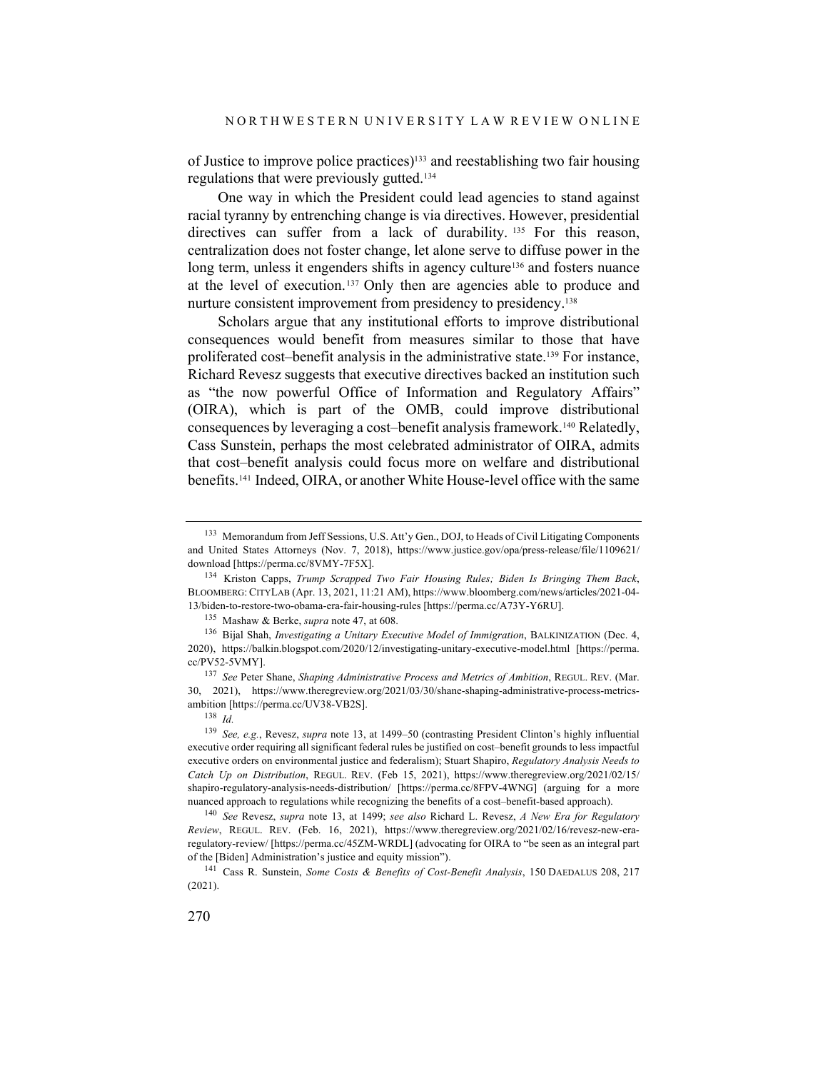of Justice to improve police practices)[133] and reestablishing two fair housing regulations that were previously gutted.[134]

One way in which the President could lead agencies to stand against racial tyranny by entrenching change is via directives. However, presidential directives can suffer from a lack of durability.[135] For this reason, centralization does not foster change, let alone serve to diffuse power in the long term, unless it engenders shifts in agency culture[136] and fosters nuance at the level of execution.[137] Only then are agencies able to produce and nurture consistent improvement from presidency to presidency.[138]

Scholars argue that any institutional efforts to improve distributional consequences would benefit from measures similar to those that have proliferated cost–benefit analysis in the administrative state.[139] For instance, Richard Revesz suggests that executive directives backed an institution such as "the now powerful Office of Information and Regulatory Affairs" (OIRA), which is part of the OMB, could improve distributional consequences by leveraging a cost–benefit analysis framework.[140] Relatedly, Cass Sunstein, perhaps the most celebrated administrator of OIRA, admits that cost–benefit analysis could focus more on welfare and distributional benefits.[141] Indeed, OIRA, or another White House-level office with the same

---

[133] Memorandum from Jeff Sessions, U.S. Att'y Gen., DOJ, to Heads of Civil Litigating Components and United States Attorneys (Nov. 7, 2018), https://www.justice.gov/opa/press-release/file/1109621/download [https://perma.cc/8VMY-7F5X].

[134] Kriston Capps, *Trump Scrapped Two Fair Housing Rules; Biden Is Bringing Them Back*, BLOOMBERG: CITYLAB (Apr. 13, 2021, 11:21 AM), https://www.bloomberg.com/news/articles/2021-04-13/biden-to-restore-two-obama-era-fair-housing-rules [https://perma.cc/A73Y-Y6RU].

[135] Mashaw & Berke, *supra* note 47, at 608.

[136] Bijal Shah, *Investigating a Unitary Executive Model of Immigration*, BALKINIZATION (Dec. 4, 2020), https://balkin.blogspot.com/2020/12/investigating-unitary-executive-model.html [https://perma.cc/PV52-5VMY].

[137] *See* Peter Shane, *Shaping Administrative Process and Metrics of Ambition*, REGUL. REV. (Mar. 30, 2021), https://www.theregreview.org/2021/03/30/shane-shaping-administrative-process-metrics-ambition [https://perma.cc/UV38-VB2S].

[138] *Id.*

[139] *See, e.g.*, Revesz, *supra* note 13, at 1499–50 (contrasting President Clinton's highly influential executive order requiring all significant federal rules be justified on cost–benefit grounds to less impactful executive orders on environmental justice and federalism); Stuart Shapiro, *Regulatory Analysis Needs to Catch Up on Distribution*, REGUL. REV. (Feb 15, 2021), https://www.theregreview.org/2021/02/15/shapiro-regulatory-analysis-needs-distribution/ [https://perma.cc/8FPV-4WNG] (arguing for a more nuanced approach to regulations while recognizing the benefits of a cost–benefit-based approach).

[140] *See* Revesz, *supra* note 13, at 1499; *see also* Richard L. Revesz, *A New Era for Regulatory Review*, REGUL. REV. (Feb. 16, 2021), https://www.theregreview.org/2021/02/16/revesz-new-era-regulatory-review/ [https://perma.cc/45ZM-WRDL] (advocating for OIRA to "be seen as an integral part of the [Biden] Administration's justice and equity mission").

[141] Cass R. Sunstein, *Some Costs & Benefits of Cost-Benefit Analysis*, 150 DAEDALUS 208, 217 (2021).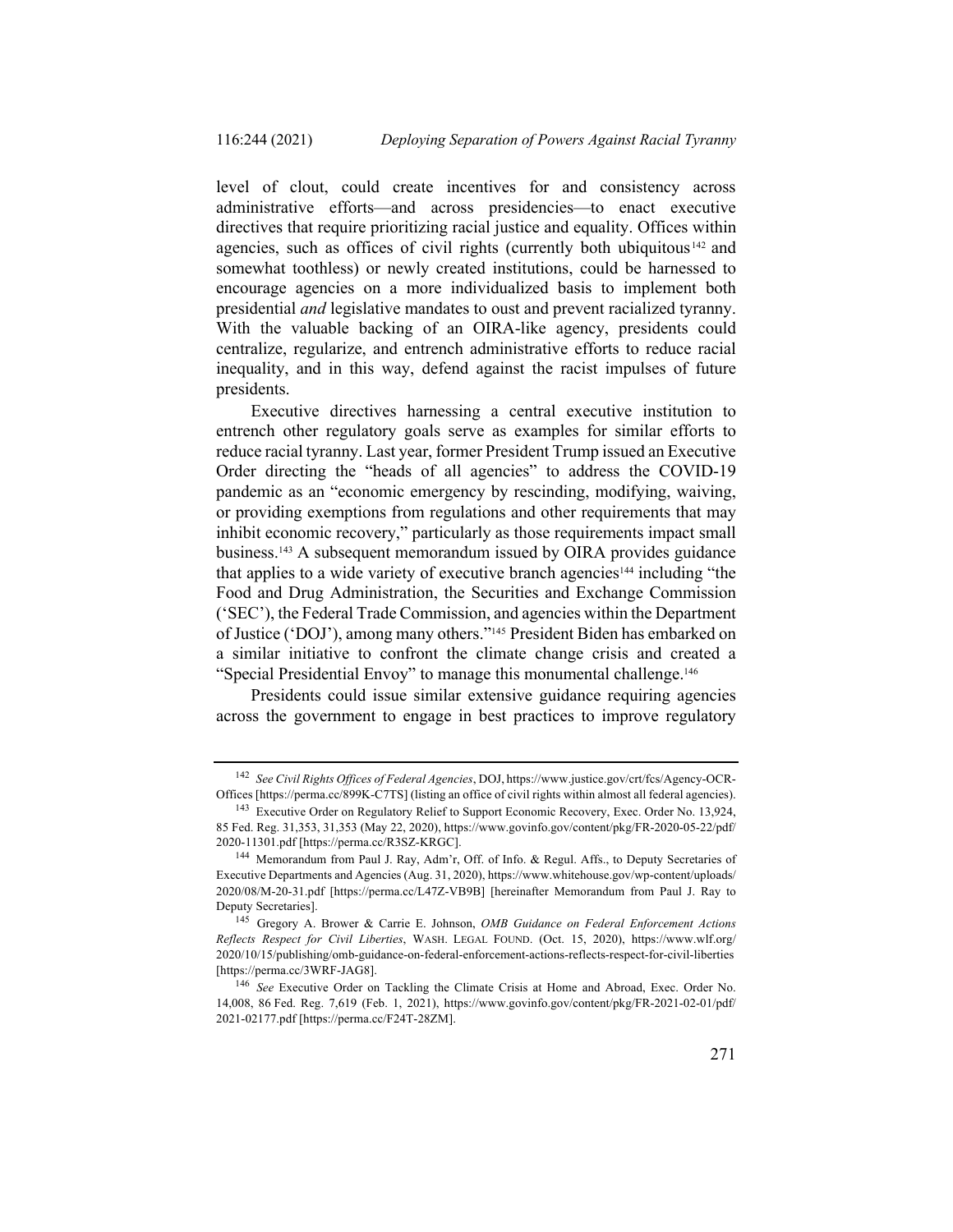level of clout, could create incentives for and consistency across administrative efforts—and across presidencies—to enact executive directives that require prioritizing racial justice and equality. Offices within agencies, such as offices of civil rights (currently both ubiquitous[142] and somewhat toothless) or newly created institutions, could be harnessed to encourage agencies on a more individualized basis to implement both presidential *and* legislative mandates to oust and prevent racialized tyranny. With the valuable backing of an OIRA-like agency, presidents could centralize, regularize, and entrench administrative efforts to reduce racial inequality, and in this way, defend against the racist impulses of future presidents.

Executive directives harnessing a central executive institution to entrench other regulatory goals serve as examples for similar efforts to reduce racial tyranny. Last year, former President Trump issued an Executive Order directing the "heads of all agencies" to address the COVID-19 pandemic as an "economic emergency by rescinding, modifying, waiving, or providing exemptions from regulations and other requirements that may inhibit economic recovery," particularly as those requirements impact small business.[143] A subsequent memorandum issued by OIRA provides guidance that applies to a wide variety of executive branch agencies[144] including "the Food and Drug Administration, the Securities and Exchange Commission ('SEC'), the Federal Trade Commission, and agencies within the Department of Justice ('DOJ'), among many others."[145] President Biden has embarked on a similar initiative to confront the climate change crisis and created a "Special Presidential Envoy" to manage this monumental challenge.[146]

Presidents could issue similar extensive guidance requiring agencies across the government to engage in best practices to improve regulatory

---

[142] *See Civil Rights Offices of Federal Agencies*, DOJ, https://www.justice.gov/crt/fcs/Agency-OCR-Offices [https://perma.cc/899K-C7TS] (listing an office of civil rights within almost all federal agencies).

[143] Executive Order on Regulatory Relief to Support Economic Recovery, Exec. Order No. 13,924, 85 Fed. Reg. 31,353, 31,353 (May 22, 2020), https://www.govinfo.gov/content/pkg/FR-2020-05-22/pdf/2020-11301.pdf [https://perma.cc/R3SZ-KRGC].

[144] Memorandum from Paul J. Ray, Adm'r, Off. of Info. & Regul. Affs., to Deputy Secretaries of Executive Departments and Agencies (Aug. 31, 2020), https://www.whitehouse.gov/wp-content/uploads/2020/08/M-20-31.pdf [https://perma.cc/L47Z-VB9B] [hereinafter Memorandum from Paul J. Ray to Deputy Secretaries].

[145] Gregory A. Brower & Carrie E. Johnson, *OMB Guidance on Federal Enforcement Actions Reflects Respect for Civil Liberties*, WASH. LEGAL FOUND. (Oct. 15, 2020), https://www.wlf.org/2020/10/15/publishing/omb-guidance-on-federal-enforcement-actions-reflects-respect-for-civil-liberties [https://perma.cc/3WRF-JAG8].

[146] *See* Executive Order on Tackling the Climate Crisis at Home and Abroad, Exec. Order No. 14,008, 86 Fed. Reg. 7,619 (Feb. 1, 2021), https://www.govinfo.gov/content/pkg/FR-2021-02-01/pdf/2021-02177.pdf [https://perma.cc/F24T-28ZM].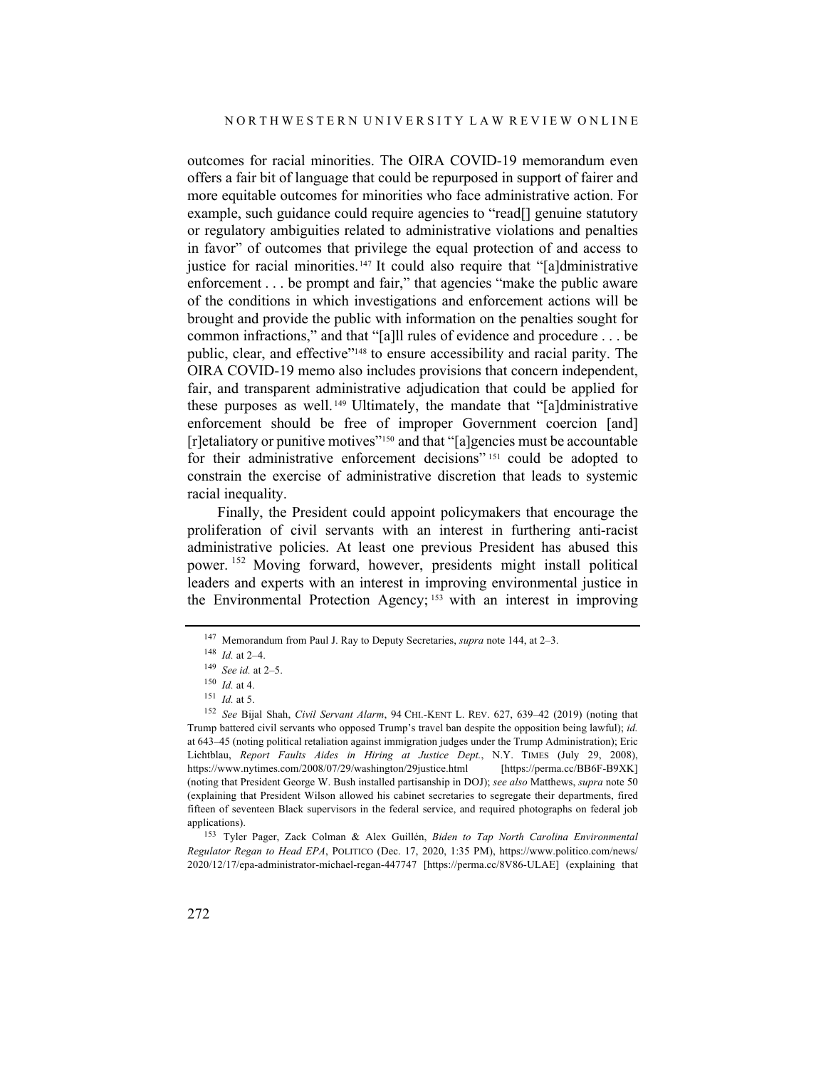outcomes for racial minorities. The OIRA COVID-19 memorandum even offers a fair bit of language that could be repurposed in support of fairer and more equitable outcomes for minorities who face administrative action. For example, such guidance could require agencies to "read[] genuine statutory or regulatory ambiguities related to administrative violations and penalties in favor" of outcomes that privilege the equal protection of and access to justice for racial minorities.[147] It could also require that "[a]dministrative enforcement . . . be prompt and fair," that agencies "make the public aware of the conditions in which investigations and enforcement actions will be brought and provide the public with information on the penalties sought for common infractions," and that "[a]ll rules of evidence and procedure . . . be public, clear, and effective"[148] to ensure accessibility and racial parity. The OIRA COVID-19 memo also includes provisions that concern independent, fair, and transparent administrative adjudication that could be applied for these purposes as well.[149] Ultimately, the mandate that "[a]dministrative enforcement should be free of improper Government coercion [and] [r]etaliatory or punitive motives"[150] and that "[a]gencies must be accountable for their administrative enforcement decisions"[151] could be adopted to constrain the exercise of administrative discretion that leads to systemic racial inequality.

Finally, the President could appoint policymakers that encourage the proliferation of civil servants with an interest in furthering anti-racist administrative policies. At least one previous President has abused this power.[152] Moving forward, however, presidents might install political leaders and experts with an interest in improving environmental justice in the Environmental Protection Agency;[153] with an interest in improving

---

[147] Memorandum from Paul J. Ray to Deputy Secretaries, *supra* note 144, at 2–3.

[148] *Id.* at 2–4.

[149] *See id.* at 2–5.

[150] *Id.* at 4.

[151] *Id.* at 5.

[152] *See* Bijal Shah, *Civil Servant Alarm*, 94 CHI.-KENT L. REV. 627, 639–42 (2019) (noting that Trump battered civil servants who opposed Trump's travel ban despite the opposition being lawful); *id.* at 643–45 (noting political retaliation against immigration judges under the Trump Administration); Eric Lichtblau, *Report Faults Aides in Hiring at Justice Dept.*, N.Y. TIMES (July 29, 2008), https://www.nytimes.com/2008/07/29/washington/29justice.html [https://perma.cc/BB6F-B9XK] (noting that President George W. Bush installed partisanship in DOJ); *see also* Matthews, *supra* note 50 (explaining that President Wilson allowed his cabinet secretaries to segregate their departments, fired fifteen of seventeen Black supervisors in the federal service, and required photographs on federal job applications).

[153] Tyler Pager, Zack Colman & Alex Guillén, *Biden to Tap North Carolina Environmental Regulator Regan to Head EPA*, POLITICO (Dec. 17, 2020, 1:35 PM), https://www.politico.com/news/2020/12/17/epa-administrator-michael-regan-447737 [https://perma.cc/8V86-ULAE] (explaining that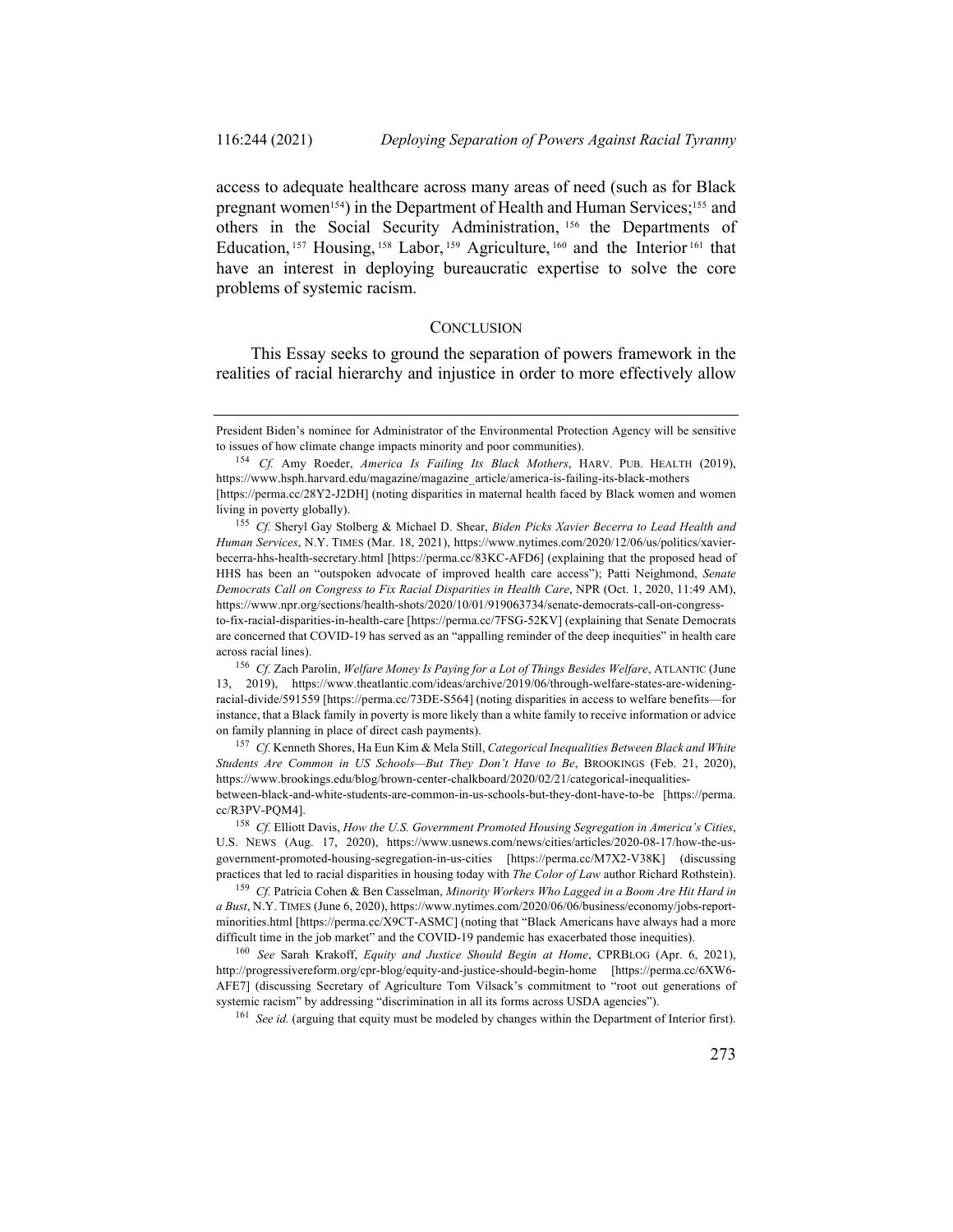access to adequate healthcare across many areas of need (such as for Black pregnant women[154]) in the Department of Health and Human Services;[155] and others in the Social Security Administration,[156] the Departments of Education,[157] Housing,[158] Labor,[159] Agriculture,[160] and the Interior[161] that have an interest in deploying bureaucratic expertise to solve the core problems of systemic racism.

## CONCLUSION

This Essay seeks to ground the separation of powers framework in the realities of racial hierarchy and injustice in order to more effectively allow

---

President Biden's nominee for Administrator of the Environmental Protection Agency will be sensitive to issues of how climate change impacts minority and poor communities).

[154] *Cf.* Amy Roeder, *America Is Failing Its Black Mothers*, HARV. PUB. HEALTH (2019), https://www.hsph.harvard.edu/magazine/magazine_article/america-is-failing-its-black-mothers [https://perma.cc/28Y2-J2DH] (noting disparities in maternal health faced by Black women and women living in poverty globally).

[155] *Cf.* Sheryl Gay Stolberg & Michael D. Shear, *Biden Picks Xavier Becerra to Lead Health and Human Services*, N.Y. TIMES (Mar. 18, 2021), https://www.nytimes.com/2020/12/06/us/politics/xavier-becerra-hhs-health-secretary.html [https://perma.cc/83KC-AFD6] (explaining that the proposed head of HHS has been an "outspoken advocate of improved health care access"); Patti Neighmond, *Senate Democrats Call on Congress to Fix Racial Disparities in Health Care*, NPR (Oct. 1, 2020, 11:49 AM), https://www.npr.org/sections/health-shots/2020/10/01/919063734/senate-democrats-call-on-congress-to-fix-racial-disparities-in-health-care [https://perma.cc/7FSG-52KV] (explaining that Senate Democrats are concerned that COVID-19 has served as an "appalling reminder of the deep inequities" in health care across racial lines).

[156] *Cf.* Zach Parolin, *Welfare Money Is Paying for a Lot of Things Besides Welfare*, ATLANTIC (June 13, 2019), https://www.theatlantic.com/ideas/archive/2019/06/through-welfare-states-are-widening-racial-divide/591559 [https://perma.cc/73DE-S564] (noting disparities in access to welfare benefits—for instance, that a Black family in poverty is more likely than a white family to receive information or advice on family planning in place of direct cash payments).

[157] *Cf.* Kenneth Shores, Ha Eun Kim & Mela Still, *Categorical Inequalities Between Black and White Students Are Common in US Schools—But They Don't Have to Be*, BROOKINGS (Feb. 21, 2020), https://www.brookings.edu/blog/brown-center-chalkboard/2020/02/21/categorical-inequalities-between-black-and-white-students-are-common-in-us-schools-but-they-dont-have-to-be [https://perma.cc/R3PV-PQM4].

[158] *Cf.* Elliott Davis, *How the U.S. Government Promoted Housing Segregation in America's Cities*, U.S. NEWS (Aug. 17, 2020), https://www.usnews.com/news/cities/articles/2020-08-17/how-the-us-government-promoted-housing-segregation-in-us-cities [https://perma.cc/M7X2-V38K] (discussing practices that led to racial disparities in housing today with *The Color of Law* author Richard Rothstein).

[159] *Cf.* Patricia Cohen & Ben Casselman, *Minority Workers Who Lagged in a Boom Are Hit Hard in a Bust*, N.Y. TIMES (June 6, 2020), https://www.nytimes.com/2020/06/06/business/economy/jobs-report-minorities.html [https://perma.cc/X9CT-ASMC] (noting that "Black Americans have always had a more difficult time in the job market" and the COVID-19 pandemic has exacerbated those inequities).

[160] *See* Sarah Krakoff, *Equity and Justice Should Begin at Home*, CPRBLOG (Apr. 6, 2021), http://progressivereform.org/cpr-blog/equity-and-justice-should-begin-home [https://perma.cc/6XW6-AFE7] (discussing Secretary of Agriculture Tom Vilsack's commitment to "root out generations of systemic racism" by addressing "discrimination in all its forms across USDA agencies").

[161] *See id.* (arguing that equity must be modeled by changes within the Department of Interior first).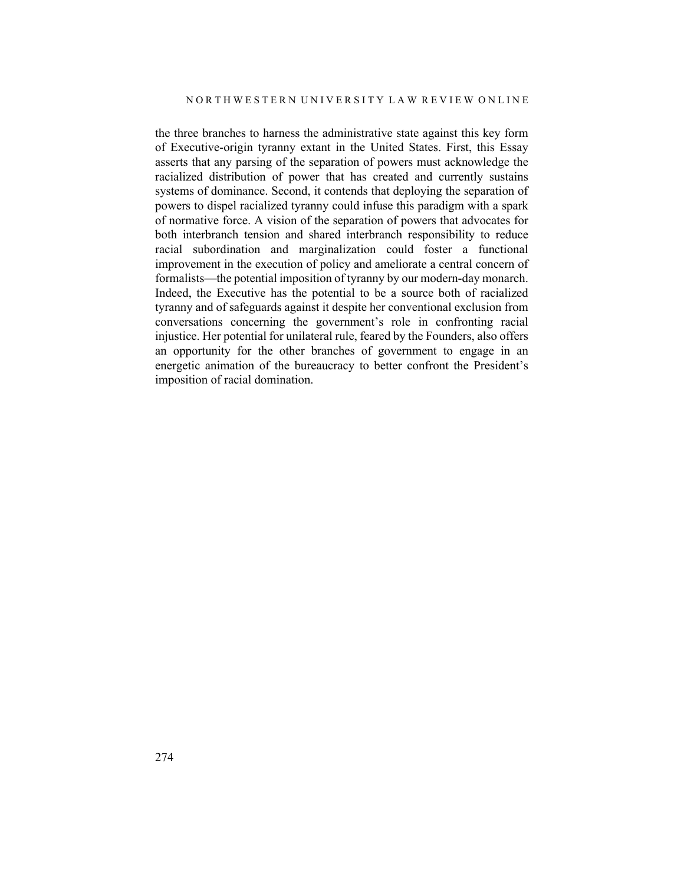the three branches to harness the administrative state against this key form of Executive-origin tyranny extant in the United States. First, this Essay asserts that any parsing of the separation of powers must acknowledge the racialized distribution of power that has created and currently sustains systems of dominance. Second, it contends that deploying the separation of powers to dispel racialized tyranny could infuse this paradigm with a spark of normative force. A vision of the separation of powers that advocates for both interbranch tension and shared interbranch responsibility to reduce racial subordination and marginalization could foster a functional improvement in the execution of policy and ameliorate a central concern of formalists—the potential imposition of tyranny by our modern-day monarch. Indeed, the Executive has the potential to be a source both of racialized tyranny and of safeguards against it despite her conventional exclusion from conversations concerning the government's role in confronting racial injustice. Her potential for unilateral rule, feared by the Founders, also offers an opportunity for the other branches of government to engage in an energetic animation of the bureaucracy to better confront the President's imposition of racial domination.